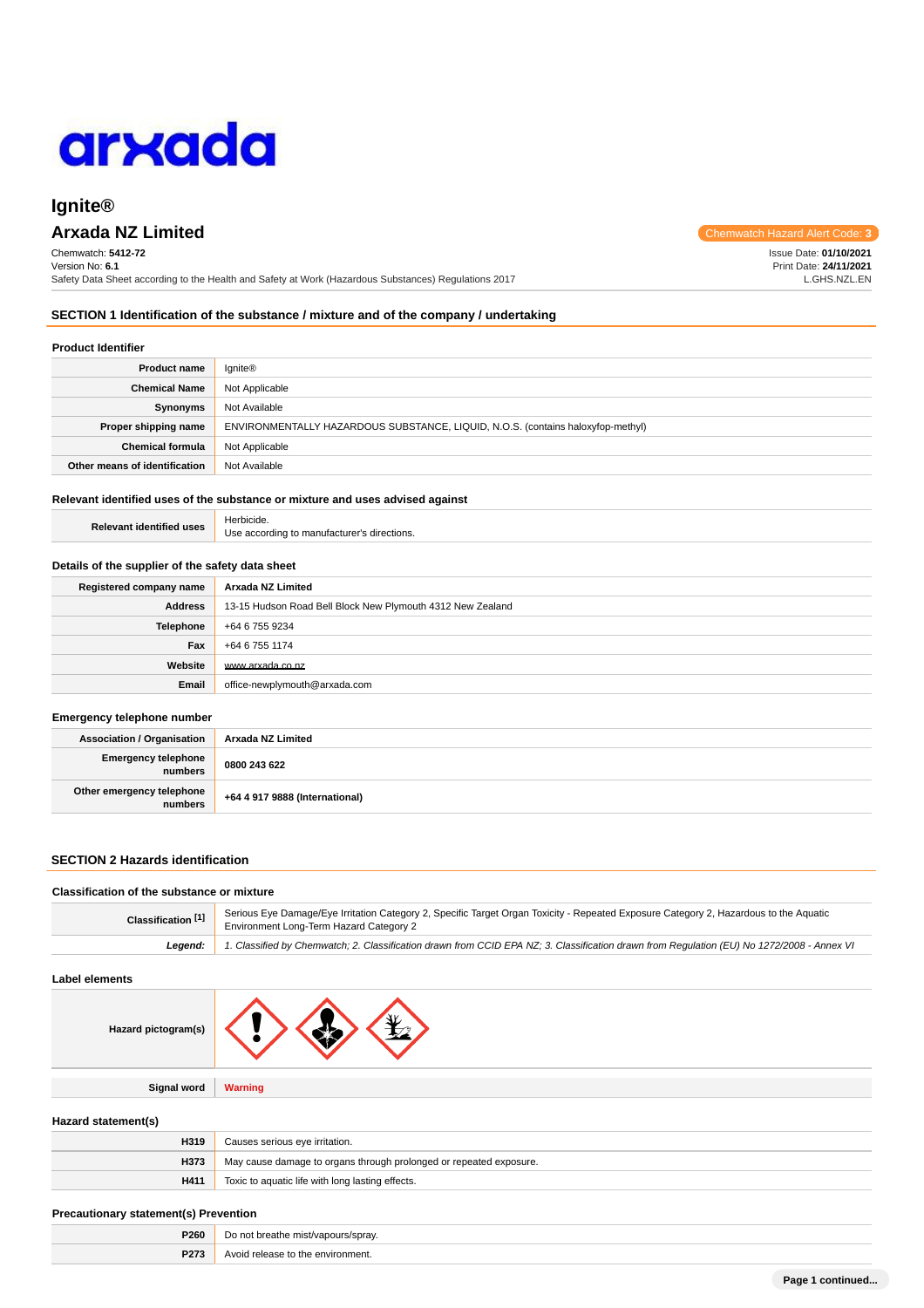# Ignite®

## Arxada NZ Limited

Chemwatch Hazard Alert Code: **3**

Chemwatch: **5412-72**
Version No: **6.1**
Safety Data Sheet according to the Health and Safety at Work (Hazardous Substances) Regulations 2017

Issue Date: **01/10/2021**
Print Date: **24/11/2021**
L.GHS.NZL.EN

## SECTION 1 Identification of the substance / mixture and of the company / undertaking

### Product Identifier

| | |
|---|---|
| **Product name** | Ignite® |
| **Chemical Name** | Not Applicable |
| **Synonyms** | Not Available |
| **Proper shipping name** | ENVIRONMENTALLY HAZARDOUS SUBSTANCE, LIQUID, N.O.S. (contains haloxyfop-methyl) |
| **Chemical formula** | Not Applicable |
| **Other means of identification** | Not Available |

### Relevant identified uses of the substance or mixture and uses advised against

| | |
|---|---|
| **Relevant identified uses** | Herbicide.<br>Use according to manufacturer's directions. |

### Details of the supplier of the safety data sheet

| | |
|---|---|
| **Registered company name** | Arxada NZ Limited |
| **Address** | 13-15 Hudson Road Bell Block New Plymouth 4312 New Zealand |
| **Telephone** | +64 6 755 9234 |
| **Fax** | +64 6 755 1174 |
| **Website** | www.arxada.co.nz |
| **Email** | office-newplymouth@arxada.com |

### Emergency telephone number

| | |
|---|---|
| **Association / Organisation** | **Arxada NZ Limited** |
| **Emergency telephone numbers** | **0800 243 622** |
| **Other emergency telephone numbers** | **+64 4 917 9888 (International)** |

## SECTION 2 Hazards identification

### Classification of the substance or mixture

| | |
|---|---|
| **Classification [1]** | Serious Eye Damage/Eye Irritation Category 2, Specific Target Organ Toxicity - Repeated Exposure Category 2, Hazardous to the Aquatic Environment Long-Term Hazard Category 2 |
| ***Legend:*** | *1. Classified by Chemwatch; 2. Classification drawn from CCID EPA NZ; 3. Classification drawn from Regulation (EU) No 1272/2008 - Annex VI* |

### Label elements

| | |
|---|---|
| **Hazard pictogram(s)** | |
| **Signal word** | **Warning** |

### Hazard statement(s)

| | |
|---|---|
| **H319** | Causes serious eye irritation. |
| **H373** | May cause damage to organs through prolonged or repeated exposure. |
| **H411** | Toxic to aquatic life with long lasting effects. |

### Precautionary statement(s) Prevention

| | |
|---|---|
| **P260** | Do not breathe mist/vapours/spray. |
| **P273** | Avoid release to the environment. |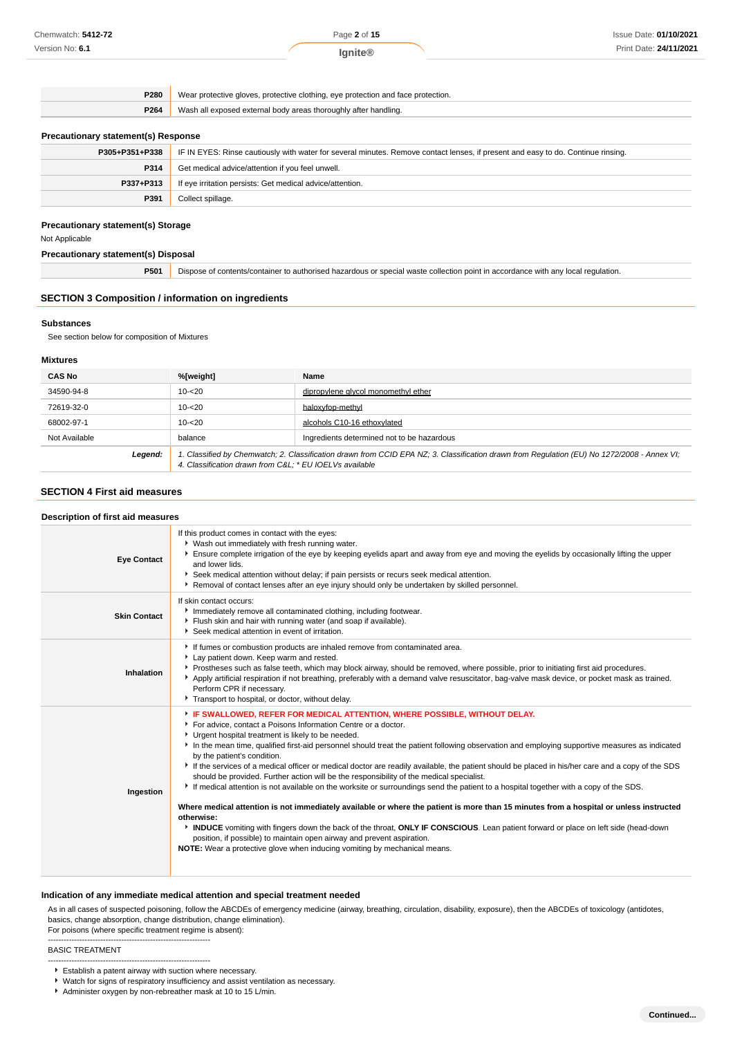| | |
|---|---|
| **P280** | Wear protective gloves, protective clothing, eye protection and face protection. |
| **P264** | Wash all exposed external body areas thoroughly after handling. |

### Precautionary statement(s) Response

| | |
|---|---|
| **P305+P351+P338** | IF IN EYES: Rinse cautiously with water for several minutes. Remove contact lenses, if present and easy to do. Continue rinsing. |
| **P314** | Get medical advice/attention if you feel unwell. |
| **P337+P313** | If eye irritation persists: Get medical advice/attention. |
| **P391** | Collect spillage. |

### Precautionary statement(s) Storage

Not Applicable

### Precautionary statement(s) Disposal

| | |
|---|---|
| **P501** | Dispose of contents/container to authorised hazardous or special waste collection point in accordance with any local regulation. |

## SECTION 3 Composition / information on ingredients

### Substances

See section below for composition of Mixtures

### Mixtures

| CAS No | %[weight] | Name |
|---|---|---|
| 34590-94-8 | 10-<20 | dipropylene glycol monomethyl ether |
| 72619-32-0 | 10-<20 | haloxyfop-methyl |
| 68002-97-1 | 10-<20 | alcohols C10-16 ethoxylated |
| Not Available | balance | Ingredients determined not to be hazardous |
| ***Legend:*** | *1. Classified by Chemwatch; 2. Classification drawn from CCID EPA NZ; 3. Classification drawn from Regulation (EU) No 1272/2008 - Annex VI; 4. Classification drawn from C&L; * EU IOELVs available* | |

## SECTION 4 First aid measures

### Description of first aid measures

| | |
|---|---|
| **Eye Contact** | If this product comes in contact with the eyes:<br>▸ Wash out immediately with fresh running water.<br>▸ Ensure complete irrigation of the eye by keeping eyelids apart and away from eye and moving the eyelids by occasionally lifting the upper and lower lids.<br>▸ Seek medical attention without delay; if pain persists or recurs seek medical attention.<br>▸ Removal of contact lenses after an eye injury should only be undertaken by skilled personnel. |
| **Skin Contact** | If skin contact occurs:<br>▸ Immediately remove all contaminated clothing, including footwear.<br>▸ Flush skin and hair with running water (and soap if available).<br>▸ Seek medical attention in event of irritation. |
| **Inhalation** | ▸ If fumes or combustion products are inhaled remove from contaminated area.<br>▸ Lay patient down. Keep warm and rested.<br>▸ Prostheses such as false teeth, which may block airway, should be removed, where possible, prior to initiating first aid procedures.<br>▸ Apply artificial respiration if not breathing, preferably with a demand valve resuscitator, bag-valve mask device, or pocket mask as trained. Perform CPR if necessary.<br>▸ Transport to hospital, or doctor, without delay. |
| **Ingestion** | ▸ **IF SWALLOWED, REFER FOR MEDICAL ATTENTION, WHERE POSSIBLE, WITHOUT DELAY.**<br>▸ For advice, contact a Poisons Information Centre or a doctor.<br>▸ Urgent hospital treatment is likely to be needed.<br>▸ In the mean time, qualified first-aid personnel should treat the patient following observation and employing supportive measures as indicated by the patient's condition.<br>▸ If the services of a medical officer or medical doctor are readily available, the patient should be placed in his/her care and a copy of the SDS should be provided. Further action will be the responsibility of the medical specialist.<br>▸ If medical attention is not available on the worksite or surroundings send the patient to a hospital together with a copy of the SDS.<br><br>**Where medical attention is not immediately available or where the patient is more than 15 minutes from a hospital or unless instructed otherwise:**<br>▸ **INDUCE** vomiting with fingers down the back of the throat, **ONLY IF CONSCIOUS**. Lean patient forward or place on left side (head-down position, if possible) to maintain open airway and prevent aspiration.<br>**NOTE:** Wear a protective glove when inducing vomiting by mechanical means. |

### Indication of any immediate medical attention and special treatment needed

As in all cases of suspected poisoning, follow the ABCDEs of emergency medicine (airway, breathing, circulation, disability, exposure), then the ABCDEs of toxicology (antidotes, basics, change absorption, change distribution, change elimination).
For poisons (where specific treatment regime is absent):

--------------------------------------------------------------

BASIC TREATMENT

--------------------------------------------------------------

- Establish a patent airway with suction where necessary.
- Watch for signs of respiratory insufficiency and assist ventilation as necessary.
- Administer oxygen by non-rebreather mask at 10 to 15 L/min.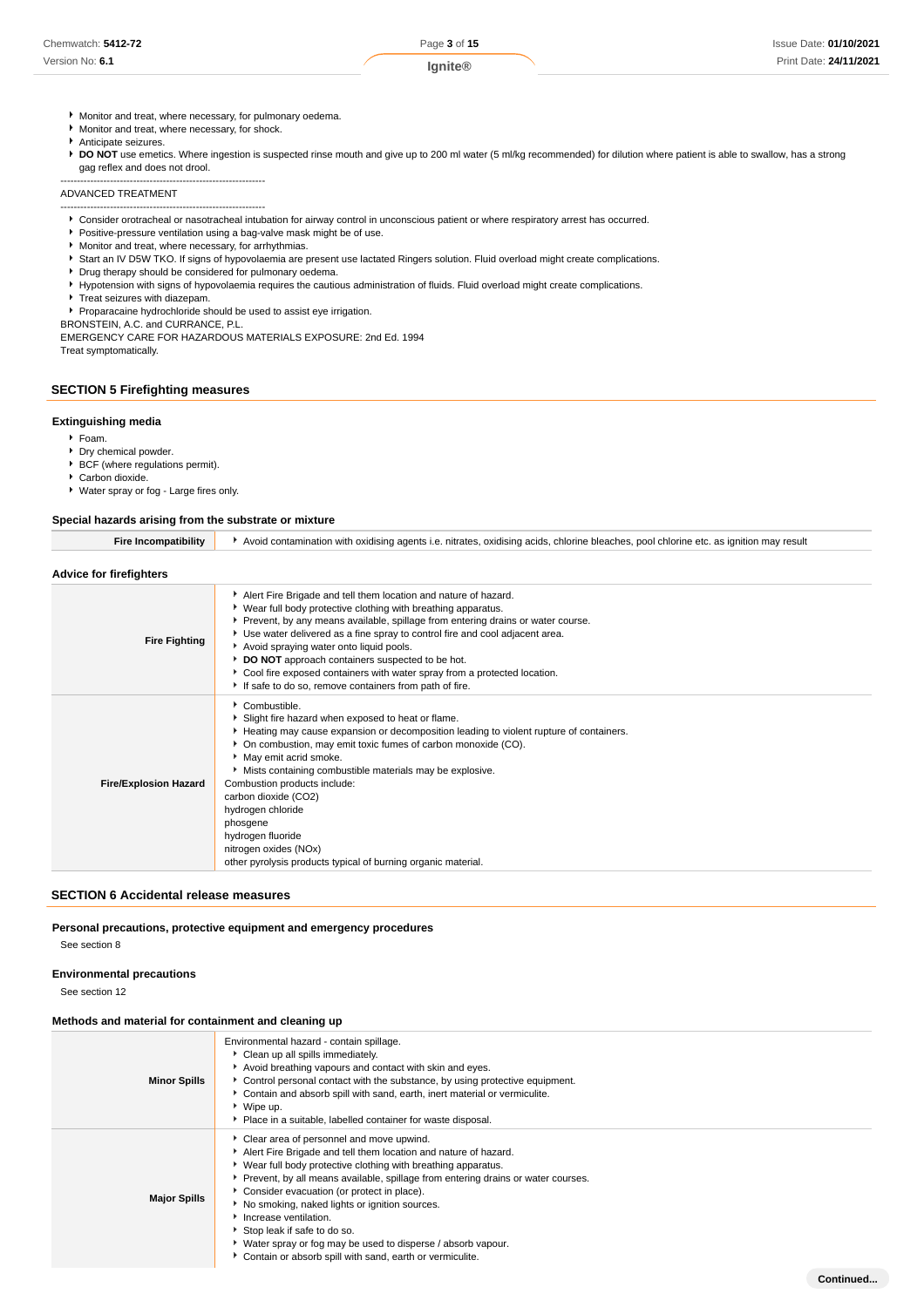- Monitor and treat, where necessary, for pulmonary oedema.
- Monitor and treat, where necessary, for shock.
- Anticipate seizures.
- **DO NOT** use emetics. Where ingestion is suspected rinse mouth and give up to 200 ml water (5 ml/kg recommended) for dilution where patient is able to swallow, has a strong gag reflex and does not drool.

--------------------------------------------------------------

ADVANCED TREATMENT

--------------------------------------------------------------

- Consider orotracheal or nasotracheal intubation for airway control in unconscious patient or where respiratory arrest has occurred.
- Positive-pressure ventilation using a bag-valve mask might be of use.
- Monitor and treat, where necessary, for arrhythmias.
- Start an IV D5W TKO. If signs of hypovolaemia are present use lactated Ringers solution. Fluid overload might create complications.
- Drug therapy should be considered for pulmonary oedema.
- Hypotension with signs of hypovolaemia requires the cautious administration of fluids. Fluid overload might create complications.
- Treat seizures with diazepam.
- Proparacaine hydrochloride should be used to assist eye irrigation.

BRONSTEIN, A.C. and CURRANCE, P.L.

EMERGENCY CARE FOR HAZARDOUS MATERIALS EXPOSURE: 2nd Ed. 1994

Treat symptomatically.

## SECTION 5 Firefighting measures

### Extinguishing media

- Foam.
- Dry chemical powder.
- BCF (where regulations permit).
- Carbon dioxide.
- Water spray or fog - Large fires only.

### Special hazards arising from the substrate or mixture

| | |
|---|---|
| **Fire Incompatibility** | Avoid contamination with oxidising agents i.e. nitrates, oxidising acids, chlorine bleaches, pool chlorine etc. as ignition may result |

### Advice for firefighters

| | |
|---|---|
| **Fire Fighting** | - Alert Fire Brigade and tell them location and nature of hazard.<br>- Wear full body protective clothing with breathing apparatus.<br>- Prevent, by any means available, spillage from entering drains or water course.<br>- Use water delivered as a fine spray to control fire and cool adjacent area.<br>- Avoid spraying water onto liquid pools.<br>- **DO NOT** approach containers suspected to be hot.<br>- Cool fire exposed containers with water spray from a protected location.<br>- If safe to do so, remove containers from path of fire. |
| **Fire/Explosion Hazard** | - Combustible.<br>- Slight fire hazard when exposed to heat or flame.<br>- Heating may cause expansion or decomposition leading to violent rupture of containers.<br>- On combustion, may emit toxic fumes of carbon monoxide (CO).<br>- May emit acrid smoke.<br>- Mists containing combustible materials may be explosive.<br>Combustion products include:<br>carbon dioxide ($CO_2$)<br>hydrogen chloride<br>phosgene<br>hydrogen fluoride<br>nitrogen oxides (NOx)<br>other pyrolysis products typical of burning organic material. |

## SECTION 6 Accidental release measures

### Personal precautions, protective equipment and emergency procedures

See section 8

### Environmental precautions

See section 12

### Methods and material for containment and cleaning up

| | |
|---|---|
| **Minor Spills** | Environmental hazard - contain spillage.<br>- Clean up all spills immediately.<br>- Avoid breathing vapours and contact with skin and eyes.<br>- Control personal contact with the substance, by using protective equipment.<br>- Contain and absorb spill with sand, earth, inert material or vermiculite.<br>- Wipe up.<br>- Place in a suitable, labelled container for waste disposal. |
| **Major Spills** | - Clear area of personnel and move upwind.<br>- Alert Fire Brigade and tell them location and nature of hazard.<br>- Wear full body protective clothing with breathing apparatus.<br>- Prevent, by all means available, spillage from entering drains or water courses.<br>- Consider evacuation (or protect in place).<br>- No smoking, naked lights or ignition sources.<br>- Increase ventilation.<br>- Stop leak if safe to do so.<br>- Water spray or fog may be used to disperse / absorb vapour.<br>- Contain or absorb spill with sand, earth or vermiculite. |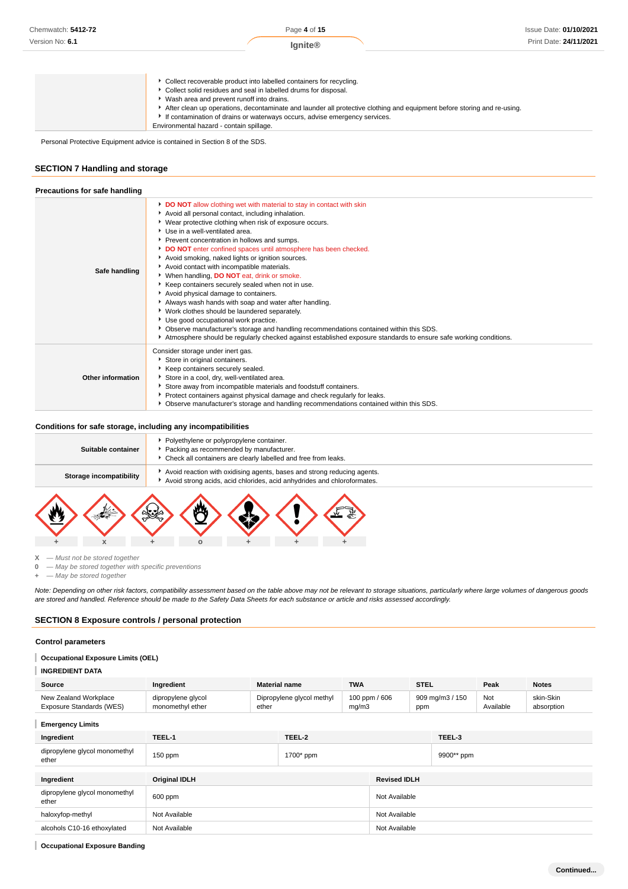| | |
|---|---|
| | - Collect recoverable product into labelled containers for recycling.<br>- Collect solid residues and seal in labelled drums for disposal.<br>- Wash area and prevent runoff into drains.<br>- After clean up operations, decontaminate and launder all protective clothing and equipment before storing and re-using.<br>- If contamination of drains or waterways occurs, advise emergency services.<br>Environmental hazard - contain spillage. |

Personal Protective Equipment advice is contained in Section 8 of the SDS.

## SECTION 7 Handling and storage

### Precautions for safe handling

| | |
|---|---|
| **Safe handling** | - **DO NOT** allow clothing wet with material to stay in contact with skin<br>- Avoid all personal contact, including inhalation.<br>- Wear protective clothing when risk of exposure occurs.<br>- Use in a well-ventilated area.<br>- Prevent concentration in hollows and sumps.<br>- **DO NOT** enter confined spaces until atmosphere has been checked.<br>- Avoid smoking, naked lights or ignition sources.<br>- Avoid contact with incompatible materials.<br>- When handling, **DO NOT** eat, drink or smoke.<br>- Keep containers securely sealed when not in use.<br>- Avoid physical damage to containers.<br>- Always wash hands with soap and water after handling.<br>- Work clothes should be laundered separately.<br>- Use good occupational work practice.<br>- Observe manufacturer's storage and handling recommendations contained within this SDS.<br>- Atmosphere should be regularly checked against established exposure standards to ensure safe working conditions. |
| **Other information** | Consider storage under inert gas.<br>- Store in original containers.<br>- Keep containers securely sealed.<br>- Store in a cool, dry, well-ventilated area.<br>- Store away from incompatible materials and foodstuff containers.<br>- Protect containers against physical damage and check regularly for leaks.<br>- Observe manufacturer's storage and handling recommendations contained within this SDS. |

### Conditions for safe storage, including any incompatibilities

| | |
|---|---|
| **Suitable container** | - Polyethylene or polypropylene container.<br>- Packing as recommended by manufacturer.<br>- Check all containers are clearly labelled and free from leaks. |
| **Storage incompatibility** | - Avoid reaction with oxidising agents, bases and strong reducing agents.<br>- Avoid strong acids, acid chlorides, acid anhydrides and chloroformates. |

| Flammable | Explosive | Toxic | Oxidising | Health hazard | Exclamation | Corrosive |
|---|---|---|---|---|---|---|
| + | X | + | 0 | + | + | + |

**X** — *Must not be stored together*
**0** — *May be stored together with specific preventions*
**+** — *May be stored together*

*Note: Depending on other risk factors, compatibility assessment based on the table above may not be relevant to storage situations, particularly where large volumes of dangerous goods are stored and handled. Reference should be made to the Safety Data Sheets for each substance or article and risks assessed accordingly.*

## SECTION 8 Exposure controls / personal protection

### Control parameters

**Occupational Exposure Limits (OEL)**

**INGREDIENT DATA**

| Source | Ingredient | Material name | TWA | STEL | Peak | Notes |
|---|---|---|---|---|---|---|
| New Zealand Workplace Exposure Standards (WES) | dipropylene glycol monomethyl ether | Dipropylene glycol methyl ether | 100 ppm / 606 mg/m3 | 909 mg/m3 / 150 ppm | Not Available | skin-Skin absorption |

**Emergency Limits**

| Ingredient | TEEL-1 | TEEL-2 | TEEL-3 |
|---|---|---|---|
| dipropylene glycol monomethyl ether | 150 ppm | 1700* ppm | 9900** ppm |

| Ingredient | Original IDLH | Revised IDLH |
|---|---|---|
| dipropylene glycol monomethyl ether | 600 ppm | Not Available |
| haloxyfop-methyl | Not Available | Not Available |
| alcohols C10-16 ethoxylated | Not Available | Not Available |

**Occupational Exposure Banding**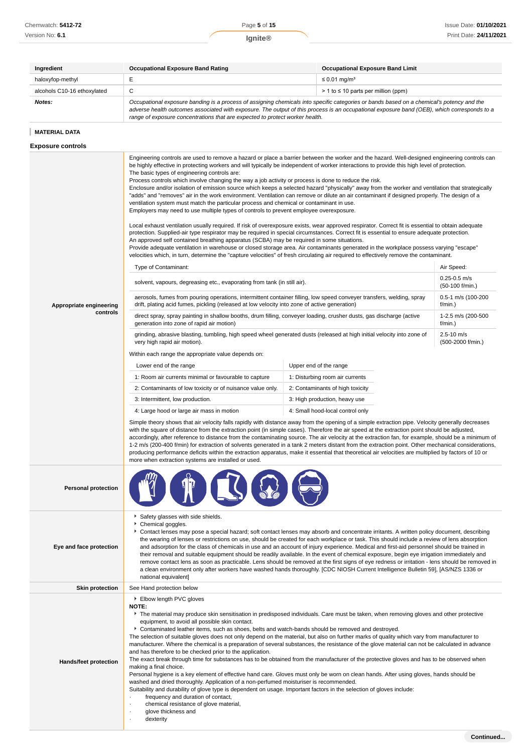| Ingredient | Occupational Exposure Band Rating | Occupational Exposure Band Limit |
|---|---|---|
| haloxyfop-methyl | E | ≤ 0.01 mg/m³ |
| alcohols C10-16 ethoxylated | C | > 1 to ≤ 10 parts per million (ppm) |
| ***Notes:*** | *Occupational exposure banding is a process of assigning chemicals into specific categories or bands based on a chemical's potency and the adverse health outcomes associated with exposure. The output of this process is an occupational exposure band (OEB), which corresponds to a range of exposure concentrations that are expected to protect worker health.* | |

## MATERIAL DATA

### Exposure controls

**Appropriate engineering controls**

Engineering controls are used to remove a hazard or place a barrier between the worker and the hazard. Well-designed engineering controls can be highly effective in protecting workers and will typically be independent of worker interactions to provide this high level of protection.
The basic types of engineering controls are:
Process controls which involve changing the way a job activity or process is done to reduce the risk.
Enclosure and/or isolation of emission source which keeps a selected hazard "physically" away from the worker and ventilation that strategically "adds" and "removes" air in the work environment. Ventilation can remove or dilute an air contaminant if designed properly. The design of a ventilation system must match the particular process and chemical or contaminant in use.
Employers may need to use multiple types of controls to prevent employee overexposure.

Local exhaust ventilation usually required. If risk of overexposure exists, wear approved respirator. Correct fit is essential to obtain adequate protection. Supplied-air type respirator may be required in special circumstances. Correct fit is essential to ensure adequate protection.
An approved self contained breathing apparatus (SCBA) may be required in some situations.
Provide adequate ventilation in warehouse or closed storage area. Air contaminants generated in the workplace possess varying "escape" velocities which, in turn, determine the "capture velocities" of fresh circulating air required to effectively remove the contaminant.

| Type of Contaminant: | Air Speed: |
|---|---|
| solvent, vapours, degreasing etc., evaporating from tank (in still air). | 0.25-0.5 m/s (50-100 f/min.) |
| aerosols, fumes from pouring operations, intermittent container filling, low speed conveyer transfers, welding, spray drift, plating acid fumes, pickling (released at low velocity into zone of active generation) | 0.5-1 m/s (100-200 f/min.) |
| direct spray, spray painting in shallow booths, drum filling, conveyer loading, crusher dusts, gas discharge (active generation into zone of rapid air motion) | 1-2.5 m/s (200-500 f/min.) |
| grinding, abrasive blasting, tumbling, high speed wheel generated dusts (released at high initial velocity into zone of very high rapid air motion). | 2.5-10 m/s (500-2000 f/min.) |

Within each range the appropriate value depends on:

| Lower end of the range | Upper end of the range |
|---|---|
| 1: Room air currents minimal or favourable to capture | 1: Disturbing room air currents |
| 2: Contaminants of low toxicity or of nuisance value only. | 2: Contaminants of high toxicity |
| 3: Intermittent, low production. | 3: High production, heavy use |
| 4: Large hood or large air mass in motion | 4: Small hood-local control only |

Simple theory shows that air velocity falls rapidly with distance away from the opening of a simple extraction pipe. Velocity generally decreases with the square of distance from the extraction point (in simple cases). Therefore the air speed at the extraction point should be adjusted, accordingly, after reference to distance from the contaminating source. The air velocity at the extraction fan, for example, should be a minimum of 1-2 m/s (200-400 f/min) for extraction of solvents generated in a tank 2 meters distant from the extraction point. Other mechanical considerations, producing performance deficits within the extraction apparatus, make it essential that theoretical air velocities are multiplied by factors of 10 or more when extraction systems are installed or used.

**Personal protection**

**Eye and face protection**

- Safety glasses with side shields.
- Chemical goggles.
- Contact lenses may pose a special hazard; soft contact lenses may absorb and concentrate irritants. A written policy document, describing the wearing of lenses or restrictions on use, should be created for each workplace or task. This should include a review of lens absorption and adsorption for the class of chemicals in use and an account of injury experience. Medical and first-aid personnel should be trained in their removal and suitable equipment should be readily available. In the event of chemical exposure, begin eye irrigation immediately and remove contact lens as soon as practicable. Lens should be removed at the first signs of eye redness or irritation - lens should be removed in a clean environment only after workers have washed hands thoroughly. [CDC NIOSH Current Intelligence Bulletin 59], [AS/NZS 1336 or national equivalent]

**Skin protection**

See Hand protection below

**Hands/feet protection**

- Elbow length PVC gloves

**NOTE:**

- The material may produce skin sensitisation in predisposed individuals. Care must be taken, when removing gloves and other protective equipment, to avoid all possible skin contact.
- Contaminated leather items, such as shoes, belts and watch-bands should be removed and destroyed.

The selection of suitable gloves does not only depend on the material, but also on further marks of quality which vary from manufacturer to manufacturer. Where the chemical is a preparation of several substances, the resistance of the glove material can not be calculated in advance and has therefore to be checked prior to the application.
The exact break through time for substances has to be obtained from the manufacturer of the protective gloves and has to be observed when making a final choice.
Personal hygiene is a key element of effective hand care. Gloves must only be worn on clean hands. After using gloves, hands should be washed and dried thoroughly. Application of a non-perfumed moisturiser is recommended.
Suitability and durability of glove type is dependent on usage. Important factors in the selection of gloves include:

- frequency and duration of contact,
- chemical resistance of glove material,
- glove thickness and
- dexterity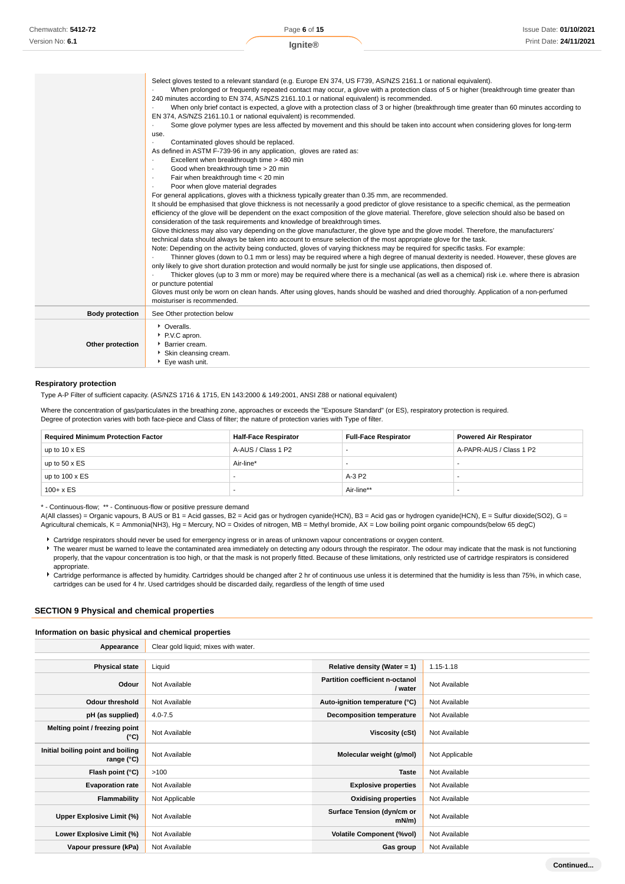| | |
|---|---|
| | Select gloves tested to a relevant standard (e.g. Europe EN 374, US F739, AS/NZS 2161.1 or national equivalent).<br>· When prolonged or frequently repeated contact may occur, a glove with a protection class of 5 or higher (breakthrough time greater than 240 minutes according to EN 374, AS/NZS 2161.10.1 or national equivalent) is recommended.<br>· When only brief contact is expected, a glove with a protection class of 3 or higher (breakthrough time greater than 60 minutes according to EN 374, AS/NZS 2161.10.1 or national equivalent) is recommended.<br>· Some glove polymer types are less affected by movement and this should be taken into account when considering gloves for long-term use.<br>· Contaminated gloves should be replaced.<br>As defined in ASTM F-739-96 in any application, gloves are rated as:<br>· Excellent when breakthrough time > 480 min<br>· Good when breakthrough time > 20 min<br>· Fair when breakthrough time < 20 min<br>· Poor when glove material degrades<br>For general applications, gloves with a thickness typically greater than 0.35 mm, are recommended.<br>It should be emphasised that glove thickness is not necessarily a good predictor of glove resistance to a specific chemical, as the permeation efficiency of the glove will be dependent on the exact composition of the glove material. Therefore, glove selection should also be based on consideration of the task requirements and knowledge of breakthrough times.<br>Glove thickness may also vary depending on the glove manufacturer, the glove type and the glove model. Therefore, the manufacturers' technical data should always be taken into account to ensure selection of the most appropriate glove for the task.<br>Note: Depending on the activity being conducted, gloves of varying thickness may be required for specific tasks. For example:<br>· Thinner gloves (down to 0.1 mm or less) may be required where a high degree of manual dexterity is needed. However, these gloves are only likely to give short duration protection and would normally be just for single use applications, then disposed of.<br>· Thicker gloves (up to 3 mm or more) may be required where there is a mechanical (as well as a chemical) risk i.e. where there is abrasion or puncture potential<br>Gloves must only be worn on clean hands. After using gloves, hands should be washed and dried thoroughly. Application of a non-perfumed moisturiser is recommended. |
| **Body protection** | See Other protection below |
| **Other protection** | - Overalls.<br>- P.V.C apron.<br>- Barrier cream.<br>- Skin cleansing cream.<br>- Eye wash unit. |

### Respiratory protection

Type A-P Filter of sufficient capacity. (AS/NZS 1716 & 1715, EN 143:2000 & 149:2001, ANSI Z88 or national equivalent)

Where the concentration of gas/particulates in the breathing zone, approaches or exceeds the "Exposure Standard" (or ES), respiratory protection is required.
Degree of protection varies with both face-piece and Class of filter; the nature of protection varies with Type of filter.

| Required Minimum Protection Factor | Half-Face Respirator | Full-Face Respirator | Powered Air Respirator |
|---|---|---|---|
| up to 10 x ES | A-AUS / Class 1 P2 | - | A-PAPR-AUS / Class 1 P2 |
| up to 50 x ES | Air-line* | - | - |
| up to 100 x ES | - | A-3 P2 | - |
| 100+ x ES | - | Air-line** | - |

* - Continuous-flow; ** - Continuous-flow or positive pressure demand
A(All classes) = Organic vapours, B AUS or B1 = Acid gasses, B2 = Acid gas or hydrogen cyanide(HCN), B3 = Acid gas or hydrogen cyanide(HCN), E = Sulfur dioxide(SO2), G = Agricultural chemicals, K = Ammonia(NH3), Hg = Mercury, NO = Oxides of nitrogen, MB = Methyl bromide, AX = Low boiling point organic compounds(below 65 degC)

- Cartridge respirators should never be used for emergency ingress or in areas of unknown vapour concentrations or oxygen content.
- The wearer must be warned to leave the contaminated area immediately on detecting any odours through the respirator. The odour may indicate that the mask is not functioning properly, that the vapour concentration is too high, or that the mask is not properly fitted. Because of these limitations, only restricted use of cartridge respirators is considered appropriate.
- Cartridge performance is affected by humidity. Cartridges should be changed after 2 hr of continuous use unless it is determined that the humidity is less than 75%, in which case, cartridges can be used for 4 hr. Used cartridges should be discarded daily, regardless of the length of time used

## SECTION 9 Physical and chemical properties

### Information on basic physical and chemical properties

| | | | |
|---|---|---|---|
| **Appearance** | Clear gold liquid; mixes with water. | | |
| **Physical state** | Liquid | **Relative density (Water = 1)** | 1.15-1.18 |
| **Odour** | Not Available | **Partition coefficient n-octanol / water** | Not Available |
| **Odour threshold** | Not Available | **Auto-ignition temperature (°C)** | Not Available |
| **pH (as supplied)** | 4.0-7.5 | **Decomposition temperature** | Not Available |
| **Melting point / freezing point (°C)** | Not Available | **Viscosity (cSt)** | Not Available |
| **Initial boiling point and boiling range (°C)** | Not Available | **Molecular weight (g/mol)** | Not Applicable |
| **Flash point (°C)** | >100 | **Taste** | Not Available |
| **Evaporation rate** | Not Available | **Explosive properties** | Not Available |
| **Flammability** | Not Applicable | **Oxidising properties** | Not Available |
| **Upper Explosive Limit (%)** | Not Available | **Surface Tension (dyn/cm or mN/m)** | Not Available |
| **Lower Explosive Limit (%)** | Not Available | **Volatile Component (%vol)** | Not Available |
| **Vapour pressure (kPa)** | Not Available | **Gas group** | Not Available |

Continued...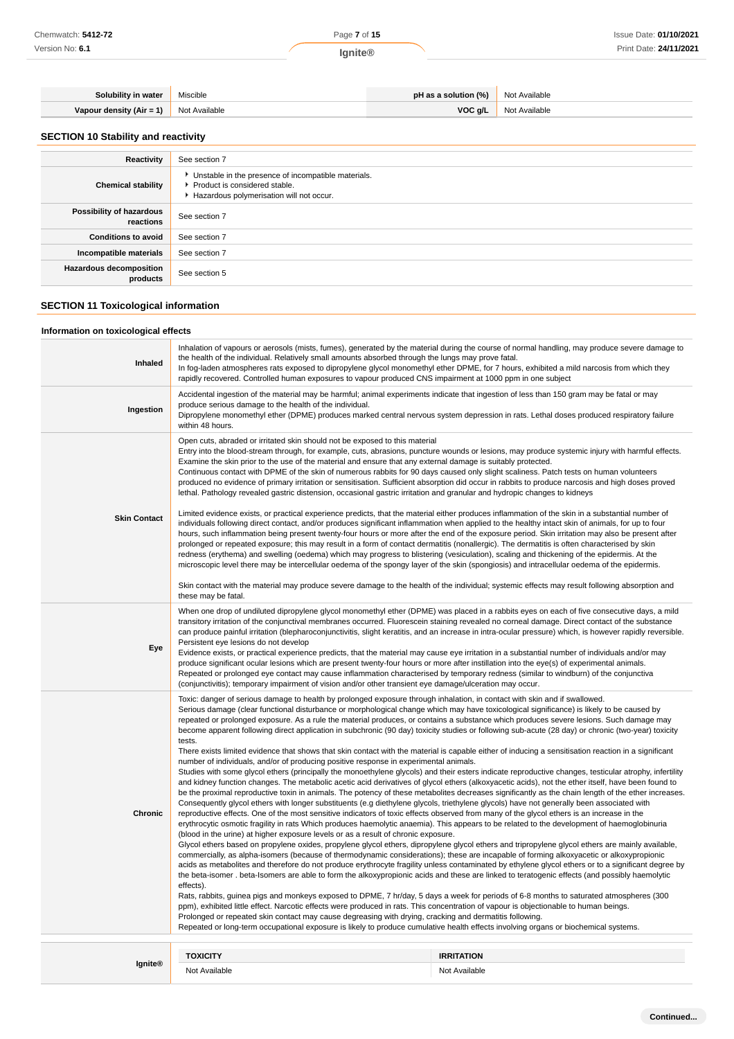| Solubility in water | Miscible | pH as a solution (%) | Not Available |
|---|---|---|---|
| Vapour density (Air = 1) | Not Available | VOC g/L | Not Available |

## SECTION 10 Stability and reactivity

| | |
|---|---|
| **Reactivity** | See section 7 |
| **Chemical stability** | ▸ Unstable in the presence of incompatible materials.<br>▸ Product is considered stable.<br>▸ Hazardous polymerisation will not occur. |
| **Possibility of hazardous reactions** | See section 7 |
| **Conditions to avoid** | See section 7 |
| **Incompatible materials** | See section 7 |
| **Hazardous decomposition products** | See section 5 |

## SECTION 11 Toxicological information

### Information on toxicological effects

| | |
|---|---|
| **Inhaled** | Inhalation of vapours or aerosols (mists, fumes), generated by the material during the course of normal handling, may produce severe damage to the health of the individual. Relatively small amounts absorbed through the lungs may prove fatal.<br>In fog-laden atmospheres rats exposed to dipropylene glycol monomethyl ether DPME, for 7 hours, exhibited a mild narcosis from which they rapidly recovered. Controlled human exposures to vapour produced CNS impairment at 1000 ppm in one subject |
| **Ingestion** | Accidental ingestion of the material may be harmful; animal experiments indicate that ingestion of less than 150 gram may be fatal or may produce serious damage to the health of the individual.<br>Dipropylene monomethyl ether (DPME) produces marked central nervous system depression in rats. Lethal doses produced respiratory failure within 48 hours. |
| **Skin Contact** | Open cuts, abraded or irritated skin should not be exposed to this material<br>Entry into the blood-stream through, for example, cuts, abrasions, puncture wounds or lesions, may produce systemic injury with harmful effects. Examine the skin prior to the use of the material and ensure that any external damage is suitably protected.<br>Continuous contact with DPME of the skin of numerous rabbits for 90 days caused only slight scaliness. Patch tests on human volunteers produced no evidence of primary irritation or sensitisation. Sufficient absorption did occur in rabbits to produce narcosis and high doses proved lethal. Pathology revealed gastric distension, occasional gastric irritation and granular and hydropic changes to kidneys<br><br>Limited evidence exists, or practical experience predicts, that the material either produces inflammation of the skin in a substantial number of individuals following direct contact, and/or produces significant inflammation when applied to the healthy intact skin of animals, for up to four hours, such inflammation being present twenty-four hours or more after the end of the exposure period. Skin irritation may also be present after prolonged or repeated exposure; this may result in a form of contact dermatitis (nonallergic). The dermatitis is often characterised by skin redness (erythema) and swelling (oedema) which may progress to blistering (vesiculation), scaling and thickening of the epidermis. At the microscopic level there may be intercellular oedema of the spongy layer of the skin (spongiosis) and intracellular oedema of the epidermis.<br><br>Skin contact with the material may produce severe damage to the health of the individual; systemic effects may result following absorption and these may be fatal. |
| **Eye** | When one drop of undiluted dipropylene glycol monomethyl ether (DPME) was placed in a rabbits eyes on each of five consecutive days, a mild transitory irritation of the conjunctival membranes occurred. Fluorescein staining revealed no corneal damage. Direct contact of the substance can produce painful irritation (blepharoconjunctivitis, slight keratitis, and an increase in intra-ocular pressure) which, is however rapidly reversible. Persistent eye lesions do not develop<br>Evidence exists, or practical experience predicts, that the material may cause eye irritation in a substantial number of individuals and/or may produce significant ocular lesions which are present twenty-four hours or more after instillation into the eye(s) of experimental animals.<br>Repeated or prolonged eye contact may cause inflammation characterised by temporary redness (similar to windburn) of the conjunctiva (conjunctivitis); temporary impairment of vision and/or other transient eye damage/ulceration may occur. |
| **Chronic** | Toxic: danger of serious damage to health by prolonged exposure through inhalation, in contact with skin and if swallowed.<br>Serious damage (clear functional disturbance or morphological change which may have toxicological significance) is likely to be caused by repeated or prolonged exposure. As a rule the material produces, or contains a substance which produces severe lesions. Such damage may become apparent following direct application in subchronic (90 day) toxicity studies or following sub-acute (28 day) or chronic (two-year) toxicity tests.<br>There exists limited evidence that shows that skin contact with the material is capable either of inducing a sensitisation reaction in a significant number of individuals, and/or of producing positive response in experimental animals.<br>Studies with some glycol ethers (principally the monoethylene glycols) and their esters indicate reproductive changes, testicular atrophy, infertility and kidney function changes. The metabolic acetic acid derivatives of glycol ethers (alkoxyacetic acids), not the ether itself, have been found to be the proximal reproductive toxin in animals. The potency of these metabolites decreases significantly as the chain length of the ether increases. Consequently glycol ethers with longer substituents (e.g diethylene glycols, triethylene glycols) have not generally been associated with reproductive effects. One of the most sensitive indicators of toxic effects observed from many of the glycol ethers is an increase in the erythrocytic osmotic fragility in rats Which produces haemolytic anaemia). This appears to be related to the development of haemoglobinuria (blood in the urine) at higher exposure levels or as a result of chronic exposure.<br>Glycol ethers based on propylene oxides, propylene glycol ethers, dipropylene glycol ethers and tripropylene glycol ethers are mainly available, commercially, as alpha-isomers (because of thermodynamic considerations); these are incapable of forming alkoxyacetic or alkoxypropionic acids as metabolites and therefore do not produce erythrocyte fragility unless contaminated by ethylene glycol ethers or to a significant degree by the beta-isomer . beta-Isomers are able to form the alkoxypropionic acids and these are linked to teratogenic effects (and possibly haemolytic effects).<br>Rats, rabbits, guinea pigs and monkeys exposed to DPME, 7 hr/day, 5 days a week for periods of 6-8 months to saturated atmospheres (300 ppm), exhibited little effect. Narcotic effects were produced in rats. This concentration of vapour is objectionable to human beings.<br>Prolonged or repeated skin contact may cause degreasing with drying, cracking and dermatitis following.<br>Repeated or long-term occupational exposure is likely to produce cumulative health effects involving organs or biochemical systems. |

| | TOXICITY | IRRITATION |
|---|---|---|
| **Ignite®** | Not Available | Not Available |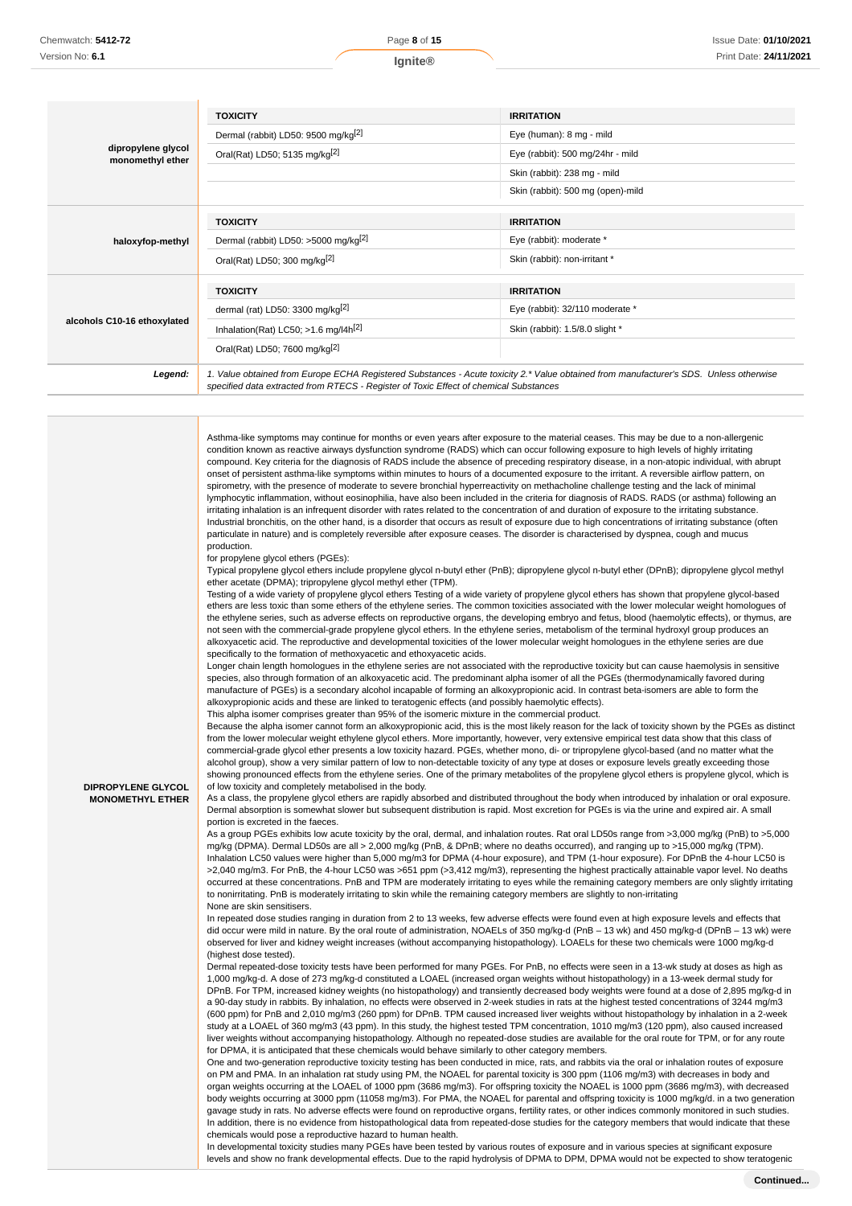| | TOXICITY | IRRITATION |
|---|---|---|
| dipropylene glycol monomethyl ether | Dermal (rabbit) LD50: 9500 mg/kg[2] | Eye (human): 8 mg - mild |
| | Oral(Rat) LD50; 5135 mg/kg[2] | Eye (rabbit): 500 mg/24hr - mild |
| | | Skin (rabbit): 238 mg - mild |
| | | Skin (rabbit): 500 mg (open)-mild |

| | TOXICITY | IRRITATION |
|---|---|---|
| haloxyfop-methyl | Dermal (rabbit) LD50: >5000 mg/kg[2] | Eye (rabbit): moderate * |
| | Oral(Rat) LD50; 300 mg/kg[2] | Skin (rabbit): non-irritant * |

| | TOXICITY | IRRITATION |
|---|---|---|
| alcohols C10-16 ethoxylated | dermal (rat) LD50: 3300 mg/kg[2] | Eye (rabbit): 32/110 moderate * |
| | Inhalation(Rat) LC50; >1.6 mg/l4h[2] | Skin (rabbit): 1.5/8.0 slight * |
| | Oral(Rat) LD50; 7600 mg/kg[2] | |

***Legend:*** *1. Value obtained from Europe ECHA Registered Substances - Acute toxicity 2.\* Value obtained from manufacturer's SDS. Unless otherwise specified data extracted from RTECS - Register of Toxic Effect of chemical Substances*

**DIPROPYLENE GLYCOL MONOMETHYL ETHER**

Asthma-like symptoms may continue for months or even years after exposure to the material ceases. This may be due to a non-allergenic condition known as reactive airways dysfunction syndrome (RADS) which can occur following exposure to high levels of highly irritating compound. Key criteria for the diagnosis of RADS include the absence of preceding respiratory disease, in a non-atopic individual, with abrupt onset of persistent asthma-like symptoms within minutes to hours of a documented exposure to the irritant. A reversible airflow pattern, on spirometry, with the presence of moderate to severe bronchial hyperreactivity on methacholine challenge testing and the lack of minimal lymphocytic inflammation, without eosinophilia, have also been included in the criteria for diagnosis of RADS. RADS (or asthma) following an irritating inhalation is an infrequent disorder with rates related to the concentration of and duration of exposure to the irritating substance. Industrial bronchitis, on the other hand, is a disorder that occurs as result of exposure due to high concentrations of irritating substance (often particulate in nature) and is completely reversible after exposure ceases. The disorder is characterised by dyspnea, cough and mucus production.

for propylene glycol ethers (PGEs):

Typical propylene glycol ethers include propylene glycol n-butyl ether (PnB); dipropylene glycol n-butyl ether (DPnB); dipropylene glycol methyl ether acetate (DPMA); tripropylene glycol methyl ether (TPM).

Testing of a wide variety of propylene glycol ethers Testing of a wide variety of propylene glycol ethers has shown that propylene glycol-based ethers are less toxic than some ethers of the ethylene series. The common toxicities associated with the lower molecular weight homologues of the ethylene series, such as adverse effects on reproductive organs, the developing embryo and fetus, blood (haemolytic effects), or thymus, are not seen with the commercial-grade propylene glycol ethers. In the ethylene series, metabolism of the terminal hydroxyl group produces an alkoxyacetic acid. The reproductive and developmental toxicities of the lower molecular weight homologues in the ethylene series are due specifically to the formation of methoxyacetic and ethoxyacetic acids.

Longer chain length homologues in the ethylene series are not associated with the reproductive toxicity but can cause haemolysis in sensitive species, also through formation of an alkoxyacetic acid. The predominant alpha isomer of all the PGEs (thermodynamically favored during manufacture of PGEs) is a secondary alcohol incapable of forming an alkoxypropionic acid. In contrast beta-isomers are able to form the alkoxypropionic acids and these are linked to teratogenic effects (and possibly haemolytic effects).

This alpha isomer comprises greater than 95% of the isomeric mixture in the commercial product.

Because the alpha isomer cannot form an alkoxypropionic acid, this is the most likely reason for the lack of toxicity shown by the PGEs as distinct from the lower molecular weight ethylene glycol ethers. More importantly, however, very extensive empirical test data show that this class of commercial-grade glycol ether presents a low toxicity hazard. PGEs, whether mono, di- or tripropylene glycol-based (and no matter what the alcohol group), show a very similar pattern of low to non-detectable toxicity of any type at doses or exposure levels greatly exceeding those showing pronounced effects from the ethylene series. One of the primary metabolites of the propylene glycol ethers is propylene glycol, which is of low toxicity and completely metabolised in the body.

As a class, the propylene glycol ethers are rapidly absorbed and distributed throughout the body when introduced by inhalation or oral exposure. Dermal absorption is somewhat slower but subsequent distribution is rapid. Most excretion for PGEs is via the urine and expired air. A small portion is excreted in the faeces.

As a group PGEs exhibits low acute toxicity by the oral, dermal, and inhalation routes. Rat oral LD50s range from >3,000 mg/kg (PnB) to >5,000 mg/kg (DPMA). Dermal LD50s are all > 2,000 mg/kg (PnB, & DPnB; where no deaths occurred), and ranging up to >15,000 mg/kg (TPM). Inhalation LC50 values were higher than 5,000 mg/m3 for DPMA (4-hour exposure), and TPM (1-hour exposure). For DPnB the 4-hour LC50 is >2,040 mg/m3. For PnB, the 4-hour LC50 was >651 ppm (>3,412 mg/m3), representing the highest practically attainable vapor level. No deaths occurred at these concentrations. PnB and TPM are moderately irritating to eyes while the remaining category members are only slightly irritating to nonirritating. PnB is moderately irritating to skin while the remaining category members are slightly to non-irritating

None are skin sensitisers.

In repeated dose studies ranging in duration from 2 to 13 weeks, few adverse effects were found even at high exposure levels and effects that did occur were mild in nature. By the oral route of administration, NOAELs of 350 mg/kg-d (PnB – 13 wk) and 450 mg/kg-d (DPnB – 13 wk) were observed for liver and kidney weight increases (without accompanying histopathology). LOAELs for these two chemicals were 1000 mg/kg-d (highest dose tested).

Dermal repeated-dose toxicity tests have been performed for many PGEs. For PnB, no effects were seen in a 13-wk study at doses as high as 1,000 mg/kg-d. A dose of 273 mg/kg-d constituted a LOAEL (increased organ weights without histopathology) in a 13-week dermal study for DPnB. For TPM, increased kidney weights (no histopathology) and transiently decreased body weights were found at a dose of 2,895 mg/kg-d in a 90-day study in rabbits. By inhalation, no effects were observed in 2-week studies in rats at the highest tested concentrations of 3244 mg/m3 (600 ppm) for PnB and 2,010 mg/m3 (260 ppm) for DPnB. TPM caused increased liver weights without histopathology by inhalation in a 2-week study at a LOAEL of 360 mg/m3 (43 ppm). In this study, the highest tested TPM concentration, 1010 mg/m3 (120 ppm), also caused increased liver weights without accompanying histopathology. Although no repeated-dose studies are available for the oral route for TPM, or for any route for DPMA, it is anticipated that these chemicals would behave similarly to other category members.

One and two-generation reproductive toxicity testing has been conducted in mice, rats, and rabbits via the oral or inhalation routes of exposure on PM and PMA. In an inhalation rat study using PM, the NOAEL for parental toxicity is 300 ppm (1106 mg/m3) with decreases in body and organ weights occurring at the LOAEL of 1000 ppm (3686 mg/m3). For offspring toxicity the NOAEL is 1000 ppm (3686 mg/m3), with decreased body weights occurring at 3000 ppm (11058 mg/m3). For PMA, the NOAEL for parental and offspring toxicity is 1000 mg/kg/d. in a two generation gavage study in rats. No adverse effects were found on reproductive organs, fertility rates, or other indices commonly monitored in such studies. In addition, there is no evidence from histopathological data from repeated-dose studies for the category members that would indicate that these chemicals would pose a reproductive hazard to human health.

In developmental toxicity studies many PGEs have been tested by various routes of exposure and in various species at significant exposure levels and show no frank developmental effects. Due to the rapid hydrolysis of DPMA to DPM, DPMA would not be expected to show teratogenic

**Continued...**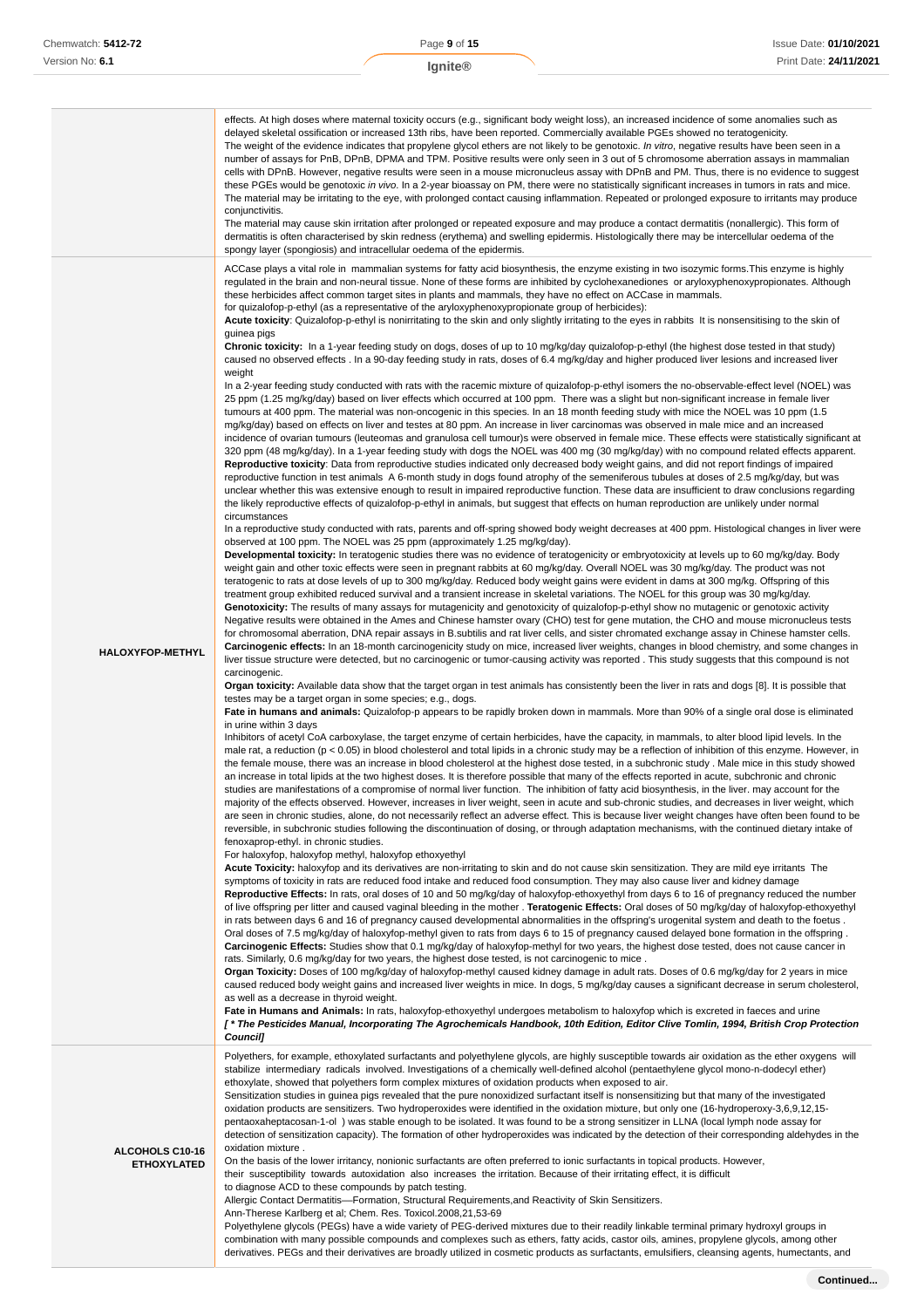| | |
|---|---|
| | effects. At high doses where maternal toxicity occurs (e.g., significant body weight loss), an increased incidence of some anomalies such as delayed skeletal ossification or increased 13th ribs, have been reported. Commercially available PGEs showed no teratogenicity.<br>The weight of the evidence indicates that propylene glycol ethers are not likely to be genotoxic. *In vitro*, negative results have been seen in a number of assays for PnB, DPnB, DPMA and TPM. Positive results were only seen in 3 out of 5 chromosome aberration assays in mammalian cells with DPnB. However, negative results were seen in a mouse micronucleus assay with DPnB and PM. Thus, there is no evidence to suggest these PGEs would be genotoxic *in vivo*. In a 2-year bioassay on PM, there were no statistically significant increases in tumors in rats and mice.<br>The material may be irritating to the eye, with prolonged contact causing inflammation. Repeated or prolonged exposure to irritants may produce conjunctivitis.<br>The material may cause skin irritation after prolonged or repeated exposure and may produce a contact dermatitis (nonallergic). This form of dermatitis is often characterised by skin redness (erythema) and swelling epidermis. Histologically there may be intercellular oedema of the spongy layer (spongiosis) and intracellular oedema of the epidermis. |
| **HALOXYFOP-METHYL** | ACCase plays a vital role in mammalian systems for fatty acid biosynthesis, the enzyme existing in two isozymic forms.This enzyme is highly regulated in the brain and non-neural tissue. None of these forms are inhibited by cyclohexanediones or aryloxyphenoxypropionates. Although these herbicides affect common target sites in plants and mammals, they have no effect on ACCase in mammals.<br>for quizalofop-p-ethyl (as a representative of the aryloxyphenoxypropionate group of herbicides):<br>**Acute toxicity**: Quizalofop-p-ethyl is nonirritating to the skin and only slightly irritating to the eyes in rabbits It is nonsensitising to the skin of guinea pigs<br>**Chronic toxicity:** In a 1-year feeding study on dogs, doses of up to 10 mg/kg/day quizalofop-p-ethyl (the highest dose tested in that study) caused no observed effects . In a 90-day feeding study in rats, doses of 6.4 mg/kg/day and higher produced liver lesions and increased liver weight<br>In a 2-year feeding study conducted with rats with the racemic mixture of quizalofop-p-ethyl isomers the no-observable-effect level (NOEL) was 25 ppm (1.25 mg/kg/day) based on liver effects which occurred at 100 ppm. There was a slight but non-significant increase in female liver tumours at 400 ppm. The material was non-oncogenic in this species. In an 18 month feeding study with mice the NOEL was 10 ppm (1.5 mg/kg/day) based on effects on liver and testes at 80 ppm. An increase in liver carcinomas was observed in male mice and an increased incidence of ovarian tumours (leuteomas and granulosa cell tumour)s were observed in female mice. These effects were statistically significant at 320 ppm (48 mg/kg/day). In a 1-year feeding study with dogs the NOEL was 400 mg (30 mg/kg/day) with no compound related effects apparent.<br>**Reproductive toxicity**: Data from reproductive studies indicated only decreased body weight gains, and did not report findings of impaired reproductive function in test animals A 6-month study in dogs found atrophy of the semeniferous tubules at doses of 2.5 mg/kg/day, but was unclear whether this was extensive enough to result in impaired reproductive function. These data are insufficient to draw conclusions regarding the likely reproductive effects of quizalofop-p-ethyl in animals, but suggest that effects on human reproduction are unlikely under normal circumstances<br>In a reproductive study conducted with rats, parents and off-spring showed body weight decreases at 400 ppm. Histological changes in liver were observed at 100 ppm. The NOEL was 25 ppm (approximately 1.25 mg/kg/day).<br>**Developmental toxicity:** In teratogenic studies there was no evidence of teratogenicity or embryotoxicity at levels up to 60 mg/kg/day. Body weight gain and other toxic effects were seen in pregnant rabbits at 60 mg/kg/day. Overall NOEL was 30 mg/kg/day. The product was not teratogenic to rats at dose levels of up to 300 mg/kg/day. Reduced body weight gains were evident in dams at 300 mg/kg. Offspring of this treatment group exhibited reduced survival and a transient increase in skeletal variations. The NOEL for this group was 30 mg/kg/day.<br>**Genotoxicity:** The results of many assays for mutagenicity and genotoxicity of quizalofop-p-ethyl show no mutagenic or genotoxic activity Negative results were obtained in the Ames and Chinese hamster ovary (CHO) test for gene mutation, the CHO and mouse micronucleus tests for chromosomal aberration, DNA repair assays in B.subtilis and rat liver cells, and sister chromated exchange assay in Chinese hamster cells.<br>**Carcinogenic effects:** In an 18-month carcinogenicity study on mice, increased liver weights, changes in blood chemistry, and some changes in liver tissue structure were detected, but no carcinogenic or tumor-causing activity was reported . This study suggests that this compound is not carcinogenic.<br>**Organ toxicity:** Available data show that the target organ in test animals has consistently been the liver in rats and dogs [8]. It is possible that testes may be a target organ in some species; e.g., dogs.<br>**Fate in humans and animals:** Quizalofop-p appears to be rapidly broken down in mammals. More than 90% of a single oral dose is eliminated in urine within 3 days<br>Inhibitors of acetyl CoA carboxylase, the target enzyme of certain herbicides, have the capacity, in mammals, to alter blood lipid levels. In the male rat, a reduction ($p < 0.05$) in blood cholesterol and total lipids in a chronic study may be a reflection of inhibition of this enzyme. However, in the female mouse, there was an increase in blood cholesterol at the highest dose tested, in a subchronic study . Male mice in this study showed an increase in total lipids at the two highest doses. It is therefore possible that many of the effects reported in acute, subchronic and chronic studies are manifestations of a compromise of normal liver function. The inhibition of fatty acid biosynthesis, in the liver. may account for the majority of the effects observed. However, increases in liver weight, seen in acute and sub-chronic studies, and decreases in liver weight, which are seen in chronic studies, alone, do not necessarily reflect an adverse effect. This is because liver weight changes have often been found to be reversible, in subchronic studies following the discontinuation of dosing, or through adaptation mechanisms, with the continued dietary intake of fenoxaprop-ethyl. in chronic studies.<br>For haloxyfop, haloxyfop methyl, haloxyfop ethoxyethyl<br>**Acute Toxicity:** haloxyfop and its derivatives are non-irritating to skin and do not cause skin sensitization. They are mild eye irritants The symptoms of toxicity in rats are reduced food intake and reduced food consumption. They may also cause liver and kidney damage<br>**Reproductive Effects:** In rats, oral doses of 10 and 50 mg/kg/day of haloxyfop-ethoxyethyl from days 6 to 16 of pregnancy reduced the number of live offspring per litter and caused vaginal bleeding in the mother . **Teratogenic Effects:** Oral doses of 50 mg/kg/day of haloxyfop-ethoxyethyl in rats between days 6 and 16 of pregnancy caused developmental abnormalities in the offspring's urogenital system and death to the foetus . Oral doses of 7.5 mg/kg/day of haloxyfop-methyl given to rats from days 6 to 15 of pregnancy caused delayed bone formation in the offspring .<br>**Carcinogenic Effects:** Studies show that 0.1 mg/kg/day of haloxyfop-methyl for two years, the highest dose tested, does not cause cancer in rats. Similarly, 0.6 mg/kg/day for two years, the highest dose tested, is not carcinogenic to mice .<br>**Organ Toxicity:** Doses of 100 mg/kg/day of haloxyfop-methyl caused kidney damage in adult rats. Doses of 0.6 mg/kg/day for 2 years in mice caused reduced body weight gains and increased liver weights in mice. In dogs, 5 mg/kg/day causes a significant decrease in serum cholesterol, as well as a decrease in thyroid weight.<br>**Fate in Humans and Animals:** In rats, haloxyfop-ethoxyethyl undergoes metabolism to haloxyfop which is excreted in faeces and urine<br>***[ * The Pesticides Manual, Incorporating The Agrochemicals Handbook, 10th Edition, Editor Clive Tomlin, 1994, British Crop Protection Council]*** |
| **ALCOHOLS C10-16 ETHOXYLATED** | Polyethers, for example, ethoxylated surfactants and polyethylene glycols, are highly susceptible towards air oxidation as the ether oxygens will stabilize intermediary radicals involved. Investigations of a chemically well-defined alcohol (pentaethylene glycol mono-n-dodecyl ether) ethoxylate, showed that polyethers form complex mixtures of oxidation products when exposed to air.<br>Sensitization studies in guinea pigs revealed that the pure nonoxidized surfactant itself is nonsensitizing but that many of the investigated oxidation products are sensitizers. Two hydroperoxides were identified in the oxidation mixture, but only one (16-hydroperoxy-3,6,9,12,15-pentaoxaheptacosan-1-ol ) was stable enough to be isolated. It was found to be a strong sensitizer in LLNA (local lymph node assay for detection of sensitization capacity). The formation of other hydroperoxides was indicated by the detection of their corresponding aldehydes in the oxidation mixture .<br>On the basis of the lower irritancy, nonionic surfactants are often preferred to ionic surfactants in topical products. However, their susceptibility towards autoxidation also increases the irritation. Because of their irritating effect, it is difficult to diagnose ACD to these compounds by patch testing.<br>Allergic Contact Dermatitis—Formation, Structural Requirements,and Role of Skin Sensitizers.<br>Ann-Therese Karlberg et al; Chem. Res. Toxicol.2008,21,53-69<br>Polyethylene glycols (PEGs) have a wide variety of PEG-derived mixtures due to their readily linkable terminal primary hydroxyl groups in combination with many possible compounds and complexes such as ethers, fatty acids, castor oils, amines, propylene glycols, among other derivatives. PEGs and their derivatives are broadly utilized in cosmetic products as surfactants, emulsifiers, cleansing agents, humectants, and |

Continued...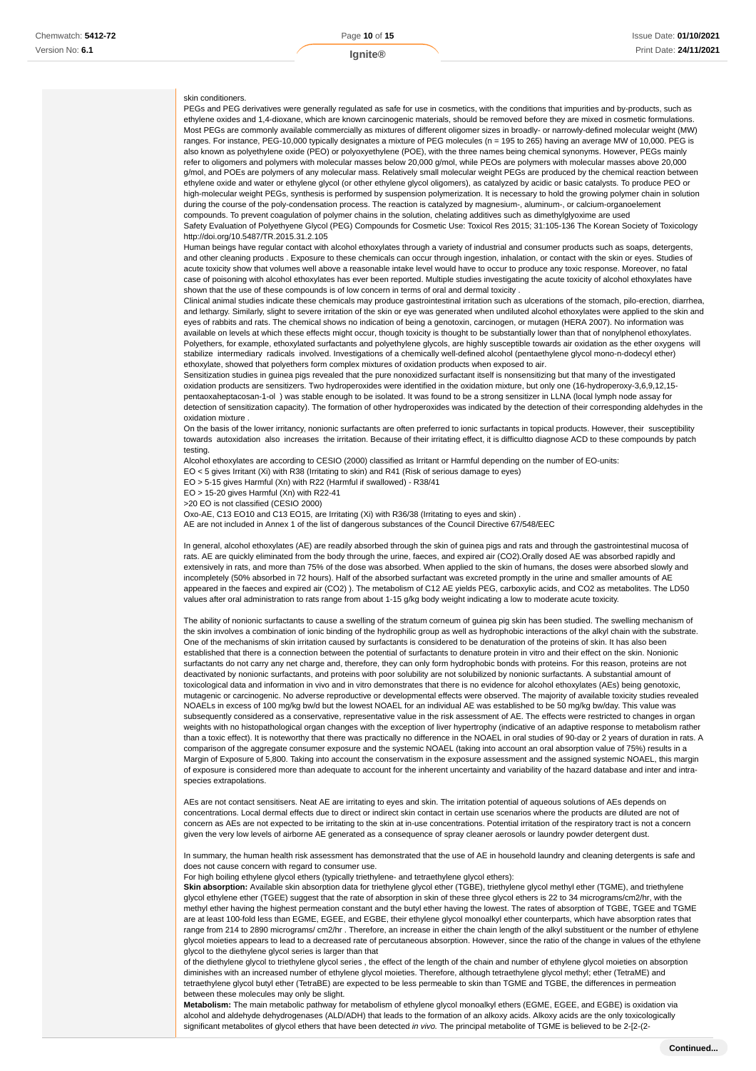skin conditioners.

PEGs and PEG derivatives were generally regulated as safe for use in cosmetics, with the conditions that impurities and by-products, such as ethylene oxides and 1,4-dioxane, which are known carcinogenic materials, should be removed before they are mixed in cosmetic formulations. Most PEGs are commonly available commercially as mixtures of different oligomer sizes in broadly- or narrowly-defined molecular weight (MW) ranges. For instance, PEG-10,000 typically designates a mixture of PEG molecules (n = 195 to 265) having an average MW of 10,000. PEG is also known as polyethylene oxide (PEO) or polyoxyethylene (POE), with the three names being chemical synonyms. However, PEGs mainly refer to oligomers and polymers with molecular masses below 20,000 g/mol, while PEOs are polymers with molecular masses above 20,000 g/mol, and POEs are polymers of any molecular mass. Relatively small molecular weight PEGs are produced by the chemical reaction between ethylene oxide and water or ethylene glycol (or other ethylene glycol oligomers), as catalyzed by acidic or basic catalysts. To produce PEO or high-molecular weight PEGs, synthesis is performed by suspension polymerization. It is necessary to hold the growing polymer chain in solution during the course of the poly-condensation process. The reaction is catalyzed by magnesium-, aluminum-, or calcium-organoelement compounds. To prevent coagulation of polymer chains in the solution, chelating additives such as dimethylglyoxime are used

Safety Evaluation of Polyethylene Glycol (PEG) Compounds for Cosmetic Use: Toxicol Res 2015; 31:105-136 The Korean Society of Toxicology http://doi.org/10.5487/TR.2015.31.2.105

Human beings have regular contact with alcohol ethoxylates through a variety of industrial and consumer products such as soaps, detergents, and other cleaning products . Exposure to these chemicals can occur through ingestion, inhalation, or contact with the skin or eyes. Studies of acute toxicity show that volumes well above a reasonable intake level would have to occur to produce any toxic response. Moreover, no fatal case of poisoning with alcohol ethoxylates has ever been reported. Multiple studies investigating the acute toxicity of alcohol ethoxylates have shown that the use of these compounds is of low concern in terms of oral and dermal toxicity .

Clinical animal studies indicate these chemicals may produce gastrointestinal irritation such as ulcerations of the stomach, pilo-erection, diarrhea, and lethargy. Similarly, slight to severe irritation of the skin or eye was generated when undiluted alcohol ethoxylates were applied to the skin and eyes of rabbits and rats. The chemical shows no indication of being a genotoxin, carcinogen, or mutagen (HERA 2007). No information was available on levels at which these effects might occur, though toxicity is thought to be substantially lower than that of nonylphenol ethoxylates. Polyethers, for example, ethoxylated surfactants and polyethylene glycols, are highly susceptible towards air oxidation as the ether oxygens will stabilize intermediary radicals involved. Investigations of a chemically well-defined alcohol (pentaethylene glycol mono-n-dodecyl ether) ethoxylate, showed that polyethers form complex mixtures of oxidation products when exposed to air.

Sensitization studies in guinea pigs revealed that the pure nonoxidized surfactant itself is nonsensitizing but that many of the investigated oxidation products are sensitizers. Two hydroperoxides were identified in the oxidation mixture, but only one (16-hydroperoxy-3,6,9,12,15-pentaoxaheptacosan-1-ol ) was stable enough to be isolated. It was found to be a strong sensitizer in LLNA (local lymph node assay for detection of sensitization capacity). The formation of other hydroperoxides was indicated by the detection of their corresponding aldehydes in the oxidation mixture .

On the basis of the lower irritancy, nonionic surfactants are often preferred to ionic surfactants in topical products. However, their susceptibility towards autoxidation also increases the irritation. Because of their irritating effect, it is difficultto diagnose ACD to these compounds by patch testing.

Alcohol ethoxylates are according to CESIO (2000) classified as Irritant or Harmful depending on the number of EO-units:

EO < 5 gives Irritant (Xi) with R38 (Irritating to skin) and R41 (Risk of serious damage to eyes)

EO > 5-15 gives Harmful (Xn) with R22 (Harmful if swallowed) - R38/41

EO > 15-20 gives Harmful (Xn) with R22-41

>20 EO is not classified (CESIO 2000)

Oxo-AE, C13 EO10 and C13 EO15, are Irritating (Xi) with R36/38 (Irritating to eyes and skin) .

AE are not included in Annex 1 of the list of dangerous substances of the Council Directive 67/548/EEC

In general, alcohol ethoxylates (AE) are readily absorbed through the skin of guinea pigs and rats and through the gastrointestinal mucosa of rats. AE are quickly eliminated from the body through the urine, faeces, and expired air ($CO_2$).Orally dosed AE was absorbed rapidly and extensively in rats, and more than 75% of the dose was absorbed. When applied to the skin of humans, the doses were absorbed slowly and incompletely (50% absorbed in 72 hours). Half of the absorbed surfactant was excreted promptly in the urine and smaller amounts of AE appeared in the faeces and expired air ($CO_2$) ). The metabolism of C12 AE yields PEG, carboxylic acids, and $CO_2$ as metabolites. The LD50 values after oral administration to rats range from about 1-15 g/kg body weight indicating a low to moderate acute toxicity.

The ability of nonionic surfactants to cause a swelling of the stratum corneum of guinea pig skin has been studied. The swelling mechanism of the skin involves a combination of ionic binding of the hydrophilic group as well as hydrophobic interactions of the alkyl chain with the substrate. One of the mechanisms of skin irritation caused by surfactants is considered to be denaturation of the proteins of skin. It has also been established that there is a connection between the potential of surfactants to denature protein in vitro and their effect on the skin. Nonionic surfactants do not carry any net charge and, therefore, they can only form hydrophobic bonds with proteins. For this reason, proteins are not deactivated by nonionic surfactants, and proteins with poor solubility are not solubilized by nonionic surfactants. A substantial amount of toxicological data and information in vivo and in vitro demonstrates that there is no evidence for alcohol ethoxylates (AEs) being genotoxic, mutagenic or carcinogenic. No adverse reproductive or developmental effects were observed. The majority of available toxicity studies revealed NOAELs in excess of 100 mg/kg bw/d but the lowest NOAEL for an individual AE was established to be 50 mg/kg bw/day. This value was subsequently considered as a conservative, representative value in the risk assessment of AE. The effects were restricted to changes in organ weights with no histopathological organ changes with the exception of liver hypertrophy (indicative of an adaptive response to metabolism rather than a toxic effect). It is noteworthy that there was practically no difference in the NOAEL in oral studies of 90-day or 2 years of duration in rats. A comparison of the aggregate consumer exposure and the systemic NOAEL (taking into account an oral absorption value of 75%) results in a Margin of Exposure of 5,800. Taking into account the conservatism in the exposure assessment and the assigned systemic NOAEL, this margin of exposure is considered more than adequate to account for the inherent uncertainty and variability of the hazard database and inter and intra-species extrapolations.

AEs are not contact sensitisers. Neat AE are irritating to eyes and skin. The irritation potential of aqueous solutions of AEs depends on concentrations. Local dermal effects due to direct or indirect skin contact in certain use scenarios where the products are diluted are not of concern as AEs are not expected to be irritating to the skin at in-use concentrations. Potential irritation of the respiratory tract is not a concern given the very low levels of airborne AE generated as a consequence of spray cleaner aerosols or laundry powder detergent dust.

In summary, the human health risk assessment has demonstrated that the use of AE in household laundry and cleaning detergents is safe and does not cause concern with regard to consumer use.

For high boiling ethylene glycol ethers (typically triethylene- and tetraethylene glycol ethers):

**Skin absorption:** Available skin absorption data for triethylene glycol ether (TGBE), triethylene glycol methyl ether (TGME), and triethylene glycol ethylene ether (TGEE) suggest that the rate of absorption in skin of these three glycol ethers is 22 to 34 micrograms/cm2/hr, with the methyl ether having the highest permeation constant and the butyl ether having the lowest. The rates of absorption of TGBE, TGEE and TGME are at least 100-fold less than EGME, EGEE, and EGBE, their ethylene glycol monoalkyl ether counterparts, which have absorption rates that range from 214 to 2890 micrograms/ cm2/hr . Therefore, an increase in either the chain length of the alkyl substituent or the number of ethylene glycol moieties appears to lead to a decreased rate of percutaneous absorption. However, since the ratio of the change in values of the ethylene glycol to the diethylene glycol series is larger than that

of the diethylene glycol to triethylene glycol series , the effect of the length of the chain and number of ethylene glycol moieties on absorption diminishes with an increased number of ethylene glycol moieties. Therefore, although tetraethylene glycol methyl; ether (TetraME) and tetraethylene glycol butyl ether (TetraBE) are expected to be less permeable to skin than TGME and TGBE, the differences in permeation between these molecules may only be slight.

**Metabolism:** The main metabolic pathway for metabolism of ethylene glycol monoalkyl ethers (EGME, EGEE, and EGBE) is oxidation via alcohol and aldehyde dehydrogenases (ALD/ADH) that leads to the formation of an alkoxy acids. Alkoxy acids are the only toxicologically significant metabolites of glycol ethers that have been detected *in vivo.* The principal metabolite of TGME is believed to be 2-[2-(2-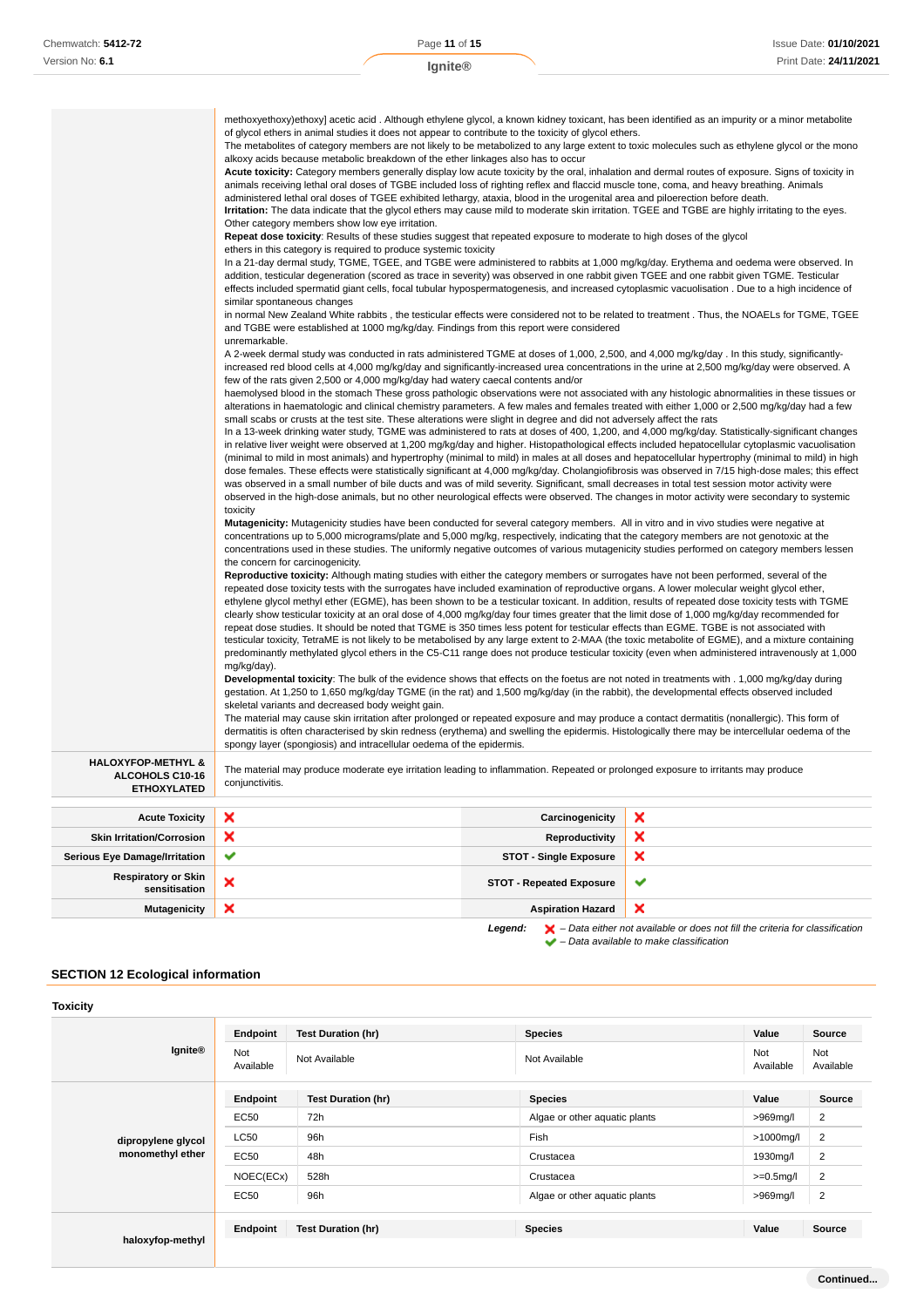| | |
|---|---|
| | methoxyethoxy)ethoxy] acetic acid . Although ethylene glycol, a known kidney toxicant, has been identified as an impurity or a minor metabolite of glycol ethers in animal studies it does not appear to contribute to the toxicity of glycol ethers.<br>The metabolites of category members are not likely to be metabolized to any large extent to toxic molecules such as ethylene glycol or the mono alkoxy acids because metabolic breakdown of the ether linkages also has to occur<br>**Acute toxicity:** Category members generally display low acute toxicity by the oral, inhalation and dermal routes of exposure. Signs of toxicity in animals receiving lethal oral doses of TGBE included loss of righting reflex and flaccid muscle tone, coma, and heavy breathing. Animals administered lethal oral doses of TGEE exhibited lethargy, ataxia, blood in the urogenital area and piloerection before death.<br>**Irritation:** The data indicate that the glycol ethers may cause mild to moderate skin irritation. TGEE and TGBE are highly irritating to the eyes. Other category members show low eye irritation.<br>**Repeat dose toxicity**: Results of these studies suggest that repeated exposure to moderate to high doses of the glycol ethers in this category is required to produce systemic toxicity<br>In a 21-day dermal study, TGME, TGEE, and TGBE were administered to rabbits at 1,000 mg/kg/day. Erythema and oedema were observed. In addition, testicular degeneration (scored as trace in severity) was observed in one rabbit given TGEE and one rabbit given TGME. Testicular effects included spermatid giant cells, focal tubular hypospermatogenesis, and increased cytoplasmic vacuolisation . Due to a high incidence of similar spontaneous changes<br>in normal New Zealand White rabbits , the testicular effects were considered not to be related to treatment . Thus, the NOAELs for TGME, TGEE and TGBE were established at 1000 mg/kg/day. Findings from this report were considered unremarkable.<br>A 2-week dermal study was conducted in rats administered TGME at doses of 1,000, 2,500, and 4,000 mg/kg/day . In this study, significantly-increased red blood cells at 4,000 mg/kg/day and significantly-increased urea concentrations in the urine at 2,500 mg/kg/day were observed. A few of the rats given 2,500 or 4,000 mg/kg/day had watery caecal contents and/or<br>haemolysed blood in the stomach These gross pathologic observations were not associated with any histologic abnormalities in these tissues or alterations in haematologic and clinical chemistry parameters. A few males and females treated with either 1,000 or 2,500 mg/kg/day had a few small scabs or crusts at the test site. These alterations were slight in degree and did not adversely affect the rats<br>In a 13-week drinking water study, TGME was administered to rats at doses of 400, 1,200, and 4,000 mg/kg/day. Statistically-significant changes in relative liver weight were observed at 1,200 mg/kg/day and higher. Histopathological effects included hepatocellular cytoplasmic vacuolisation (minimal to mild in most animals) and hypertrophy (minimal to mild) in males at all doses and hepatocellular hypertrophy (minimal to mild) in high dose females. These effects were statistically significant at 4,000 mg/kg/day. Cholangiofibrosis was observed in 7/15 high-dose males; this effect was observed in a small number of bile ducts and was of mild severity. Significant, small decreases in total test session motor activity were observed in the high-dose animals, but no other neurological effects were observed. The changes in motor activity were secondary to systemic toxicity<br>**Mutagenicity:** Mutagenicity studies have been conducted for several category members. All in vitro and in vivo studies were negative at concentrations up to 5,000 micrograms/plate and 5,000 mg/kg, respectively, indicating that the category members are not genotoxic at the concentrations used in these studies. The uniformly negative outcomes of various mutagenicity studies performed on category members lessen the concern for carcinogenicity.<br>**Reproductive toxicity:** Although mating studies with either the category members or surrogates have not been performed, several of the repeated dose toxicity tests with the surrogates have included examination of reproductive organs. A lower molecular weight glycol ether, ethylene glycol methyl ether (EGME), has been shown to be a testicular toxicant. In addition, results of repeated dose toxicity tests with TGME clearly show testicular toxicity at an oral dose of 4,000 mg/kg/day four times greater that the limit dose of 1,000 mg/kg/day recommended for repeat dose studies. It should be noted that TGME is 350 times less potent for testicular effects than EGME. TGBE is not associated with testicular toxicity, TetraME is not likely to be metabolised by any large extent to 2-MAA (the toxic metabolite of EGME), and a mixture containing predominantly methylated glycol ethers in the C5-C11 range does not produce testicular toxicity (even when administered intravenously at 1,000 mg/kg/day).<br>**Developmental toxicity**: The bulk of the evidence shows that effects on the foetus are not noted in treatments with . 1,000 mg/kg/day during gestation. At 1,250 to 1,650 mg/kg/day TGME (in the rat) and 1,500 mg/kg/day (in the rabbit), the developmental effects observed included skeletal variants and decreased body weight gain.<br>The material may cause skin irritation after prolonged or repeated exposure and may produce a contact dermatitis (nonallergic). This form of dermatitis is often characterised by skin redness (erythema) and swelling the epidermis. Histologically there may be intercellular oedema of the spongy layer (spongiosis) and intracellular oedema of the epidermis. |
| **HALOXYFOP-METHYL & ALCOHOLS C10-16 ETHOXYLATED** | The material may produce moderate eye irritation leading to inflammation. Repeated or prolonged exposure to irritants may produce conjunctivitis. |

| | | | |
|---|---|---|---|
| **Acute Toxicity** | ✘ | **Carcinogenicity** | ✘ |
| **Skin Irritation/Corrosion** | ✘ | **Reproductivity** | ✘ |
| **Serious Eye Damage/Irritation** | ✔ | **STOT - Single Exposure** | ✘ |
| **Respiratory or Skin sensitisation** | ✘ | **STOT - Repeated Exposure** | ✔ |
| **Mutagenicity** | ✘ | **Aspiration Hazard** | ✘ |

*Legend:* ✘ – *Data either not available or does not fill the criteria for classification*
✔ – *Data available to make classification*

## SECTION 12 Ecological information

### Toxicity

**Ignite®**

| Endpoint | Test Duration (hr) | Species | Value | Source |
|---|---|---|---|---|
| Not Available | Not Available | Not Available | Not Available | Not Available |

**dipropylene glycol monomethyl ether**

| Endpoint | Test Duration (hr) | Species | Value | Source |
|---|---|---|---|---|
| EC50 | 72h | Algae or other aquatic plants | >969mg/l | 2 |
| LC50 | 96h | Fish | >1000mg/l | 2 |
| EC50 | 48h | Crustacea | 1930mg/l | 2 |
| NOEC(ECx) | 528h | Crustacea | >=0.5mg/l | 2 |
| EC50 | 96h | Algae or other aquatic plants | >969mg/l | 2 |

**haloxyfop-methyl**

| Endpoint | Test Duration (hr) | Species | Value | Source |
|---|---|---|---|---|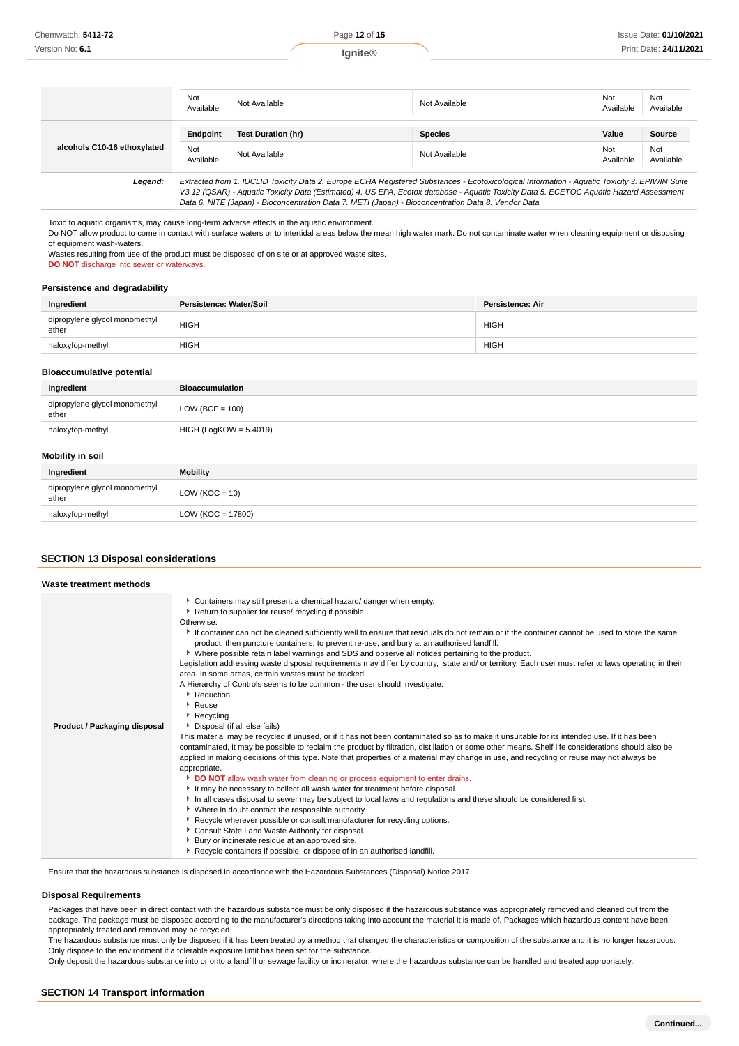| | Endpoint | Test Duration (hr) | Species | Value | Source |
|---|---|---|---|---|---|
| | Not Available | Not Available | Not Available | Not Available | Not Available |
| **alcohols C10-16 ethoxylated** | **Endpoint** | **Test Duration (hr)** | **Species** | **Value** | **Source** |
| | Not Available | Not Available | Not Available | Not Available | Not Available |
| ***Legend:*** | *Extracted from 1. IUCLID Toxicity Data 2. Europe ECHA Registered Substances - Ecotoxicological Information - Aquatic Toxicity 3. EPIWIN Suite V3.12 (QSAR) - Aquatic Toxicity Data (Estimated) 4. US EPA, Ecotox database - Aquatic Toxicity Data 5. ECETOC Aquatic Hazard Assessment Data 6. NITE (Japan) - Bioconcentration Data 7. METI (Japan) - Bioconcentration Data 8. Vendor Data* | | | | |

Toxic to aquatic organisms, may cause long-term adverse effects in the aquatic environment.
Do NOT allow product to come in contact with surface waters or to intertidal areas below the mean high water mark. Do not contaminate water when cleaning equipment or disposing of equipment wash-waters.
Wastes resulting from use of the product must be disposed of on site or at approved waste sites.
**DO NOT** discharge into sewer or waterways.

### Persistence and degradability

| Ingredient | Persistence: Water/Soil | Persistence: Air |
|---|---|---|
| dipropylene glycol monomethyl ether | HIGH | HIGH |
| haloxyfop-methyl | HIGH | HIGH |

### Bioaccumulative potential

| Ingredient | Bioaccumulation |
|---|---|
| dipropylene glycol monomethyl ether | LOW (BCF = 100) |
| haloxyfop-methyl | HIGH (LogKOW = 5.4019) |

### Mobility in soil

| Ingredient | Mobility |
|---|---|
| dipropylene glycol monomethyl ether | LOW (KOC = 10) |
| haloxyfop-methyl | LOW (KOC = 17800) |

## SECTION 13 Disposal considerations

### Waste treatment methods

**Product / Packaging disposal**

- Containers may still present a chemical hazard/ danger when empty.
- Return to supplier for reuse/ recycling if possible.

Otherwise:

- If container can not be cleaned sufficiently well to ensure that residuals do not remain or if the container cannot be used to store the same product, then puncture containers, to prevent re-use, and bury at an authorised landfill.
- Where possible retain label warnings and SDS and observe all notices pertaining to the product.

Legislation addressing waste disposal requirements may differ by country, state and/ or territory. Each user must refer to laws operating in their area. In some areas, certain wastes must be tracked.

A Hierarchy of Controls seems to be common - the user should investigate:

- Reduction
- Reuse
- Recycling
- Disposal (if all else fails)

This material may be recycled if unused, or if it has not been contaminated so as to make it unsuitable for its intended use. If it has been contaminated, it may be possible to reclaim the product by filtration, distillation or some other means. Shelf life considerations should also be applied in making decisions of this type. Note that properties of a material may change in use, and recycling or reuse may not always be appropriate.

- **DO NOT** allow wash water from cleaning or process equipment to enter drains.
- It may be necessary to collect all wash water for treatment before disposal.
- In all cases disposal to sewer may be subject to local laws and regulations and these should be considered first.
- Where in doubt contact the responsible authority.
- Recycle wherever possible or consult manufacturer for recycling options.
- Consult State Land Waste Authority for disposal.
- Bury or incinerate residue at an approved site.
- Recycle containers if possible, or dispose of in an authorised landfill.

Ensure that the hazardous substance is disposed in accordance with the Hazardous Substances (Disposal) Notice 2017

### Disposal Requirements

Packages that have been in direct contact with the hazardous substance must be only disposed if the hazardous substance was appropriately removed and cleaned out from the package. The package must be disposed according to the manufacturer's directions taking into account the material it is made of. Packages which hazardous content have been appropriately treated and removed may be recycled.
The hazardous substance must only be disposed if it has been treated by a method that changed the characteristics or composition of the substance and it is no longer hazardous.
Only dispose to the environment if a tolerable exposure limit has been set for the substance.
Only deposit the hazardous substance into or onto a landfill or sewage facility or incinerator, where the hazardous substance can be handled and treated appropriately.

## SECTION 14 Transport information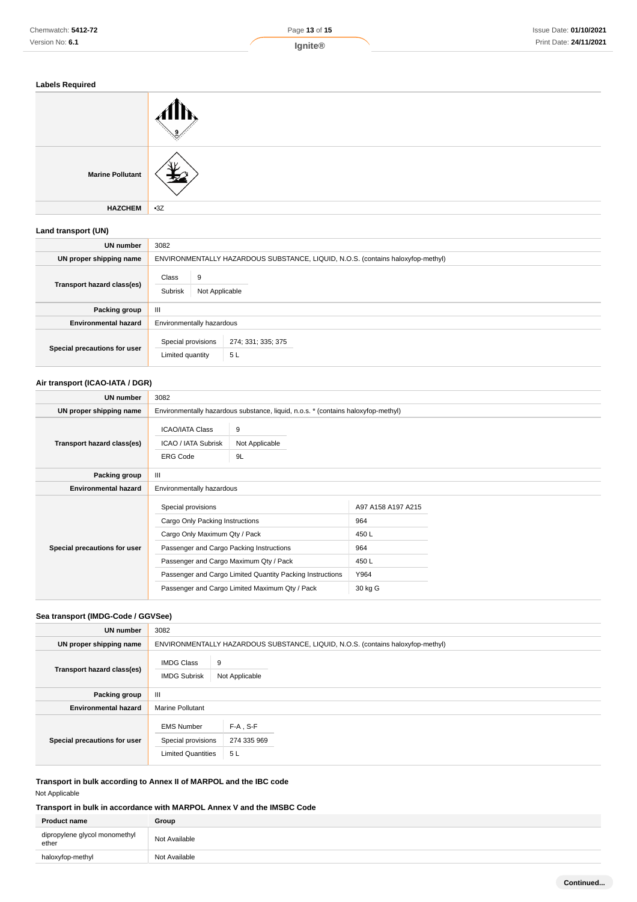### Labels Required

| | |
|---|---|
| | |
| **Marine Pollutant** | |
| **HAZCHEM** | •3Z |

### Land transport (UN)

| | |
|---|---|
| **UN number** | 3082 |
| **UN proper shipping name** | ENVIRONMENTALLY HAZARDOUS SUBSTANCE, LIQUID, N.O.S. (contains haloxyfop-methyl) |
| **Transport hazard class(es)** | Class: 9<br>Subrisk: Not Applicable |
| **Packing group** | III |
| **Environmental hazard** | Environmentally hazardous |
| **Special precautions for user** | Special provisions: 274; 331; 335; 375<br>Limited quantity: 5 L |

### Air transport (ICAO-IATA / DGR)

| | |
|---|---|
| **UN number** | 3082 |
| **UN proper shipping name** | Environmentally hazardous substance, liquid, n.o.s. * (contains haloxyfop-methyl) |
| **Transport hazard class(es)** | ICAO/IATA Class: 9<br>ICAO / IATA Subrisk: Not Applicable<br>ERG Code: 9L |
| **Packing group** | III |
| **Environmental hazard** | Environmentally hazardous |
| **Special precautions for user** | Special provisions: A97 A158 A197 A215<br>Cargo Only Packing Instructions: 964<br>Cargo Only Maximum Qty / Pack: 450 L<br>Passenger and Cargo Packing Instructions: 964<br>Passenger and Cargo Maximum Qty / Pack: 450 L<br>Passenger and Cargo Limited Quantity Packing Instructions: Y964<br>Passenger and Cargo Limited Maximum Qty / Pack: 30 kg G |

### Sea transport (IMDG-Code / GGVSee)

| | |
|---|---|
| **UN number** | 3082 |
| **UN proper shipping name** | ENVIRONMENTALLY HAZARDOUS SUBSTANCE, LIQUID, N.O.S. (contains haloxyfop-methyl) |
| **Transport hazard class(es)** | IMDG Class: 9<br>IMDG Subrisk: Not Applicable |
| **Packing group** | III |
| **Environmental hazard** | Marine Pollutant |
| **Special precautions for user** | EMS Number: F-A , S-F<br>Special provisions: 274 335 969<br>Limited Quantities: 5 L |

### Transport in bulk according to Annex II of MARPOL and the IBC code

Not Applicable

### Transport in bulk in accordance with MARPOL Annex V and the IMSBC Code

| Product name | Group |
|---|---|
| dipropylene glycol monomethyl ether | Not Available |
| haloxyfop-methyl | Not Available |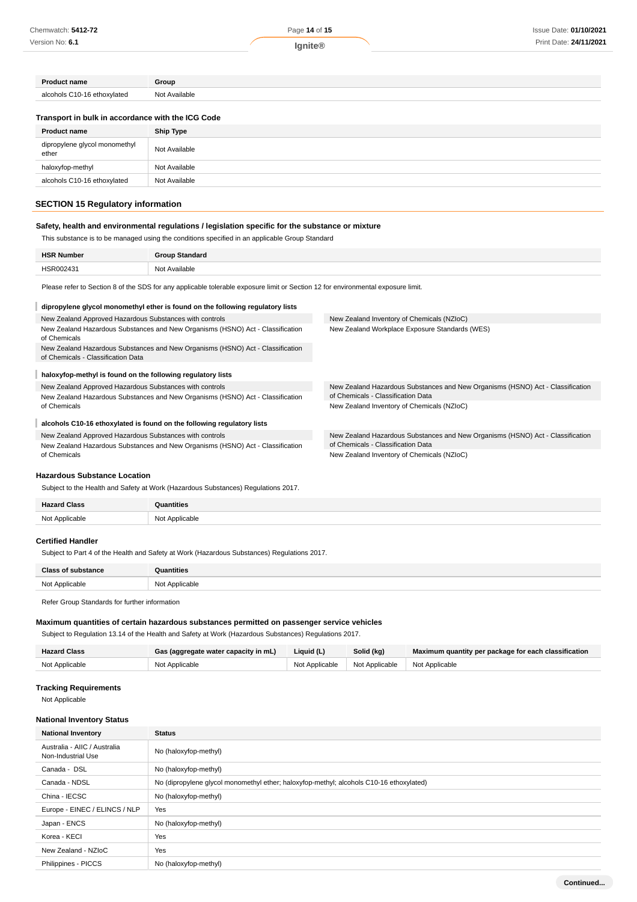| Product name | Group |
| --- | --- |
| alcohols C10-16 ethoxylated | Not Available |

### Transport in bulk in accordance with the ICG Code

| Product name | Ship Type |
| --- | --- |
| dipropylene glycol monomethyl ether | Not Available |
| haloxyfop-methyl | Not Available |
| alcohols C10-16 ethoxylated | Not Available |

## SECTION 15 Regulatory information

### Safety, health and environmental regulations / legislation specific for the substance or mixture

This substance is to be managed using the conditions specified in an applicable Group Standard

| HSR Number | Group Standard |
| --- | --- |
| HSR002431 | Not Available |

Please refer to Section 8 of the SDS for any applicable tolerable exposure limit or Section 12 for environmental exposure limit.

#### dipropylene glycol monomethyl ether is found on the following regulatory lists

- New Zealand Approved Hazardous Substances with controls
- New Zealand Hazardous Substances and New Organisms (HSNO) Act - Classification of Chemicals
- New Zealand Hazardous Substances and New Organisms (HSNO) Act - Classification of Chemicals - Classification Data
- New Zealand Inventory of Chemicals (NZIoC)
- New Zealand Workplace Exposure Standards (WES)

#### haloxyfop-methyl is found on the following regulatory lists

- New Zealand Approved Hazardous Substances with controls
- New Zealand Hazardous Substances and New Organisms (HSNO) Act - Classification of Chemicals
- New Zealand Hazardous Substances and New Organisms (HSNO) Act - Classification of Chemicals - Classification Data
- New Zealand Inventory of Chemicals (NZIoC)

#### alcohols C10-16 ethoxylated is found on the following regulatory lists

- New Zealand Approved Hazardous Substances with controls
- New Zealand Hazardous Substances and New Organisms (HSNO) Act - Classification of Chemicals
- New Zealand Hazardous Substances and New Organisms (HSNO) Act - Classification of Chemicals - Classification Data
- New Zealand Inventory of Chemicals (NZIoC)

### Hazardous Substance Location

Subject to the Health and Safety at Work (Hazardous Substances) Regulations 2017.

| Hazard Class | Quantities |
| --- | --- |
| Not Applicable | Not Applicable |

### Certified Handler

Subject to Part 4 of the Health and Safety at Work (Hazardous Substances) Regulations 2017.

| Class of substance | Quantities |
| --- | --- |
| Not Applicable | Not Applicable |

Refer Group Standards for further information

### Maximum quantities of certain hazardous substances permitted on passenger service vehicles

Subject to Regulation 13.14 of the Health and Safety at Work (Hazardous Substances) Regulations 2017.

| Hazard Class | Gas (aggregate water capacity in mL) | Liquid (L) | Solid (kg) | Maximum quantity per package for each classification |
| --- | --- | --- | --- | --- |
| Not Applicable | Not Applicable | Not Applicable | Not Applicable | Not Applicable |

### Tracking Requirements

Not Applicable

### National Inventory Status

| National Inventory | Status |
| --- | --- |
| Australia - AIIC / Australia Non-Industrial Use | No (haloxyfop-methyl) |
| Canada - DSL | No (haloxyfop-methyl) |
| Canada - NDSL | No (dipropylene glycol monomethyl ether; haloxyfop-methyl; alcohols C10-16 ethoxylated) |
| China - IECSC | No (haloxyfop-methyl) |
| Europe - EINEC / ELINCS / NLP | Yes |
| Japan - ENCS | No (haloxyfop-methyl) |
| Korea - KECI | Yes |
| New Zealand - NZIoC | Yes |
| Philippines - PICCS | No (haloxyfop-methyl) |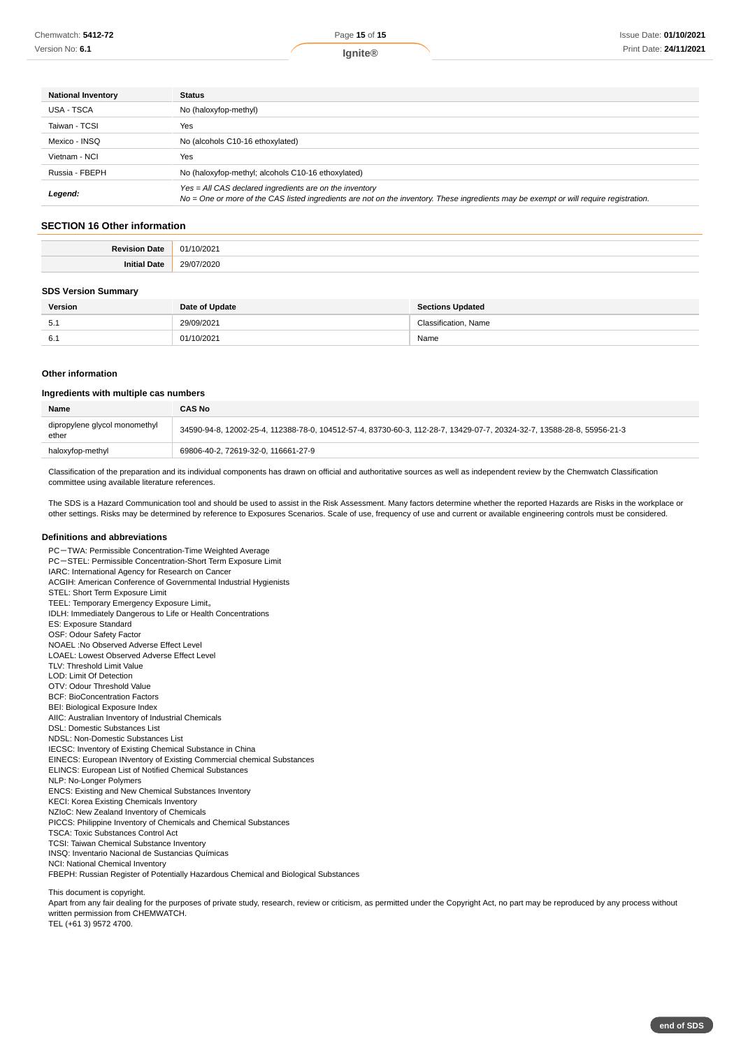| National Inventory | Status |
|---|---|
| USA - TSCA | No (haloxyfop-methyl) |
| Taiwan - TCSI | Yes |
| Mexico - INSQ | No (alcohols C10-16 ethoxylated) |
| Vietnam - NCI | Yes |
| Russia - FBEPH | No (haloxyfop-methyl; alcohols C10-16 ethoxylated) |
| ***Legend:*** | *Yes = All CAS declared ingredients are on the inventory*<br>*No = One or more of the CAS listed ingredients are not on the inventory. These ingredients may be exempt or will require registration.* |

## SECTION 16 Other information

| | |
|---|---|
| **Revision Date** | 01/10/2021 |
| **Initial Date** | 29/07/2020 |

### SDS Version Summary

| Version | Date of Update | Sections Updated |
|---|---|---|
| 5.1 | 29/09/2021 | Classification, Name |
| 6.1 | 01/10/2021 | Name |

### Other information

### Ingredients with multiple cas numbers

| Name | CAS No |
|---|---|
| dipropylene glycol monomethyl ether | 34590-94-8, 12002-25-4, 112388-78-0, 104512-57-4, 83730-60-3, 112-28-7, 13429-07-7, 20324-32-7, 13588-28-8, 55956-21-3 |
| haloxyfop-methyl | 69806-40-2, 72619-32-0, 116661-27-9 |

Classification of the preparation and its individual components has drawn on official and authoritative sources as well as independent review by the Chemwatch Classification committee using available literature references.

The SDS is a Hazard Communication tool and should be used to assist in the Risk Assessment. Many factors determine whether the reported Hazards are Risks in the workplace or other settings. Risks may be determined by reference to Exposures Scenarios. Scale of use, frequency of use and current or available engineering controls must be considered.

### Definitions and abbreviations

PC－TWA: Permissible Concentration-Time Weighted Average
PC－STEL: Permissible Concentration-Short Term Exposure Limit
IARC: International Agency for Research on Cancer
ACGIH: American Conference of Governmental Industrial Hygienists
STEL: Short Term Exposure Limit
TEEL: Temporary Emergency Exposure Limit。
IDLH: Immediately Dangerous to Life or Health Concentrations
ES: Exposure Standard
OSF: Odour Safety Factor
NOAEL :No Observed Adverse Effect Level
LOAEL: Lowest Observed Adverse Effect Level
TLV: Threshold Limit Value
LOD: Limit Of Detection
OTV: Odour Threshold Value
BCF: BioConcentration Factors
BEI: Biological Exposure Index
AIIC: Australian Inventory of Industrial Chemicals
DSL: Domestic Substances List
NDSL: Non-Domestic Substances List
IECSC: Inventory of Existing Chemical Substance in China
EINECS: European INventory of Existing Commercial chemical Substances
ELINCS: European List of Notified Chemical Substances
NLP: No-Longer Polymers
ENCS: Existing and New Chemical Substances Inventory
KECI: Korea Existing Chemicals Inventory
NZIoC: New Zealand Inventory of Chemicals
PICCS: Philippine Inventory of Chemicals and Chemical Substances
TSCA: Toxic Substances Control Act
TCSI: Taiwan Chemical Substance Inventory
INSQ: Inventario Nacional de Sustancias Químicas
NCI: National Chemical Inventory
FBEPH: Russian Register of Potentially Hazardous Chemical and Biological Substances

This document is copyright.
Apart from any fair dealing for the purposes of private study, research, review or criticism, as permitted under the Copyright Act, no part may be reproduced by any process without written permission from CHEMWATCH.
TEL (+61 3) 9572 4700.

**end of SDS**